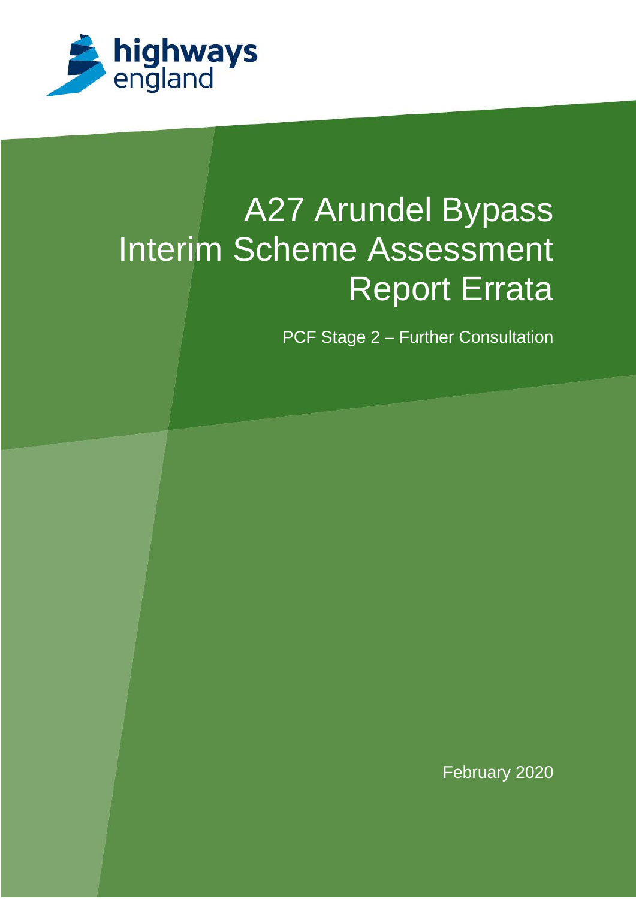highways england

# A27 Arundel Bypass Interim Scheme Assessment Report Errata

PCF Stage 2 – Further Consultation

February 2020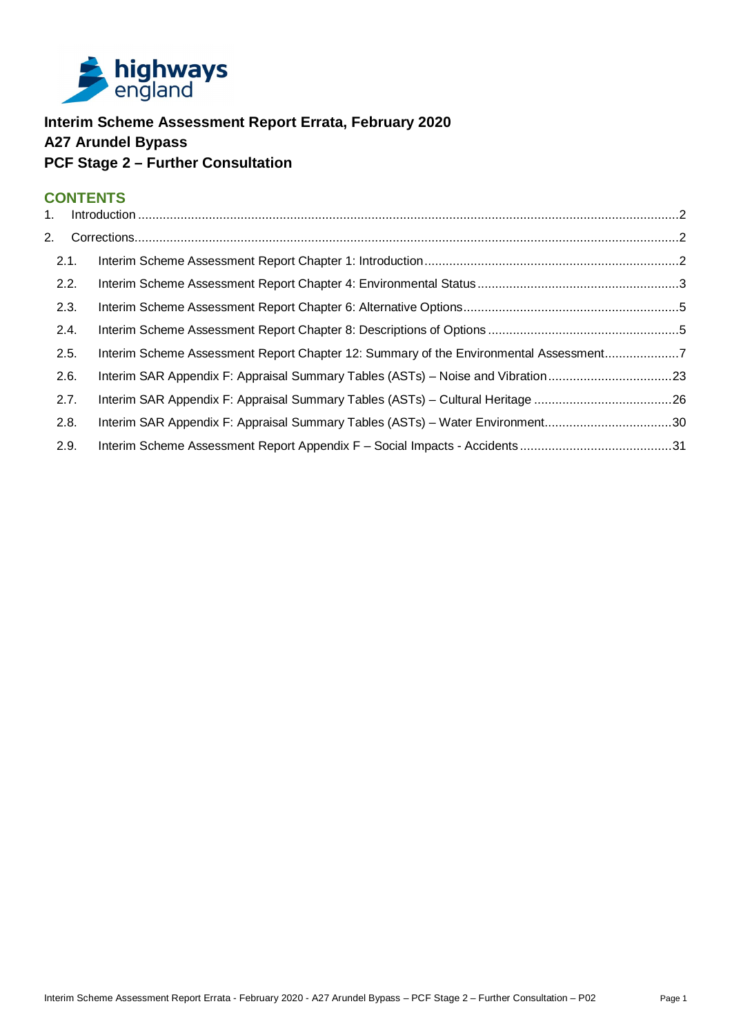**Interim Scheme Assessment Report Errata, February 2020**
**A27 Arundel Bypass**
**PCF Stage 2 – Further Consultation**

## CONTENTS

1. Introduction ....... 2
2. Corrections ....... 2
   - 2.1. Interim Scheme Assessment Report Chapter 1: Introduction ....... 2
   - 2.2. Interim Scheme Assessment Report Chapter 4: Environmental Status ....... 3
   - 2.3. Interim Scheme Assessment Report Chapter 6: Alternative Options ....... 5
   - 2.4. Interim Scheme Assessment Report Chapter 8: Descriptions of Options ....... 5
   - 2.5. Interim Scheme Assessment Report Chapter 12: Summary of the Environmental Assessment ....... 7
   - 2.6. Interim SAR Appendix F: Appraisal Summary Tables (ASTs) – Noise and Vibration ....... 23
   - 2.7. Interim SAR Appendix F: Appraisal Summary Tables (ASTs) – Cultural Heritage ....... 26
   - 2.8. Interim SAR Appendix F: Appraisal Summary Tables (ASTs) – Water Environment ....... 30
   - 2.9. Interim Scheme Assessment Report Appendix F – Social Impacts - Accidents ....... 31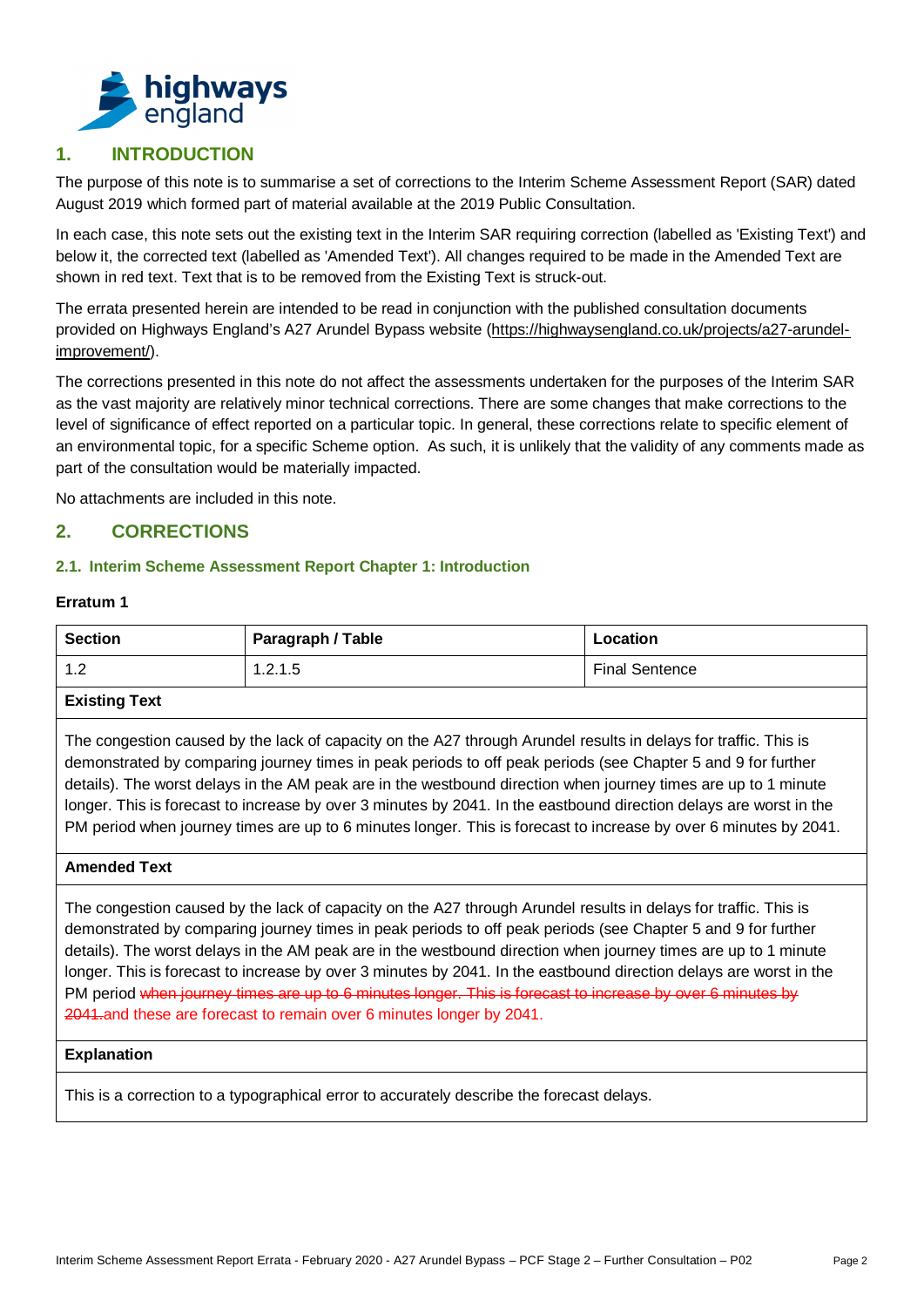## 1. INTRODUCTION

The purpose of this note is to summarise a set of corrections to the Interim Scheme Assessment Report (SAR) dated August 2019 which formed part of material available at the 2019 Public Consultation.

In each case, this note sets out the existing text in the Interim SAR requiring correction (labelled as 'Existing Text') and below it, the corrected text (labelled as 'Amended Text'). All changes required to be made in the Amended Text are shown in red text. Text that is to be removed from the Existing Text is struck-out.

The errata presented herein are intended to be read in conjunction with the published consultation documents provided on Highways England's A27 Arundel Bypass website (https://highwaysengland.co.uk/projects/a27-arundel-improvement/).

The corrections presented in this note do not affect the assessments undertaken for the purposes of the Interim SAR as the vast majority are relatively minor technical corrections. There are some changes that make corrections to the level of significance of effect reported on a particular topic. In general, these corrections relate to specific element of an environmental topic, for a specific Scheme option. As such, it is unlikely that the validity of any comments made as part of the consultation would be materially impacted.

No attachments are included in this note.

## 2. CORRECTIONS

### 2.1. Interim Scheme Assessment Report Chapter 1: Introduction

**Erratum 1**

| Section | Paragraph / Table | Location |
|---|---|---|
| 1.2 | 1.2.1.5 | Final Sentence |
| **Existing Text** | | |
| The congestion caused by the lack of capacity on the A27 through Arundel results in delays for traffic. This is demonstrated by comparing journey times in peak periods to off peak periods (see Chapter 5 and 9 for further details). The worst delays in the AM peak are in the westbound direction when journey times are up to 1 minute longer. This is forecast to increase by over 3 minutes by 2041. In the eastbound direction delays are worst in the PM period when journey times are up to 6 minutes longer. This is forecast to increase by over 6 minutes by 2041. | | |
| **Amended Text** | | |
| The congestion caused by the lack of capacity on the A27 through Arundel results in delays for traffic. This is demonstrated by comparing journey times in peak periods to off peak periods (see Chapter 5 and 9 for further details). The worst delays in the AM peak are in the westbound direction when journey times are up to 1 minute longer. This is forecast to increase by over 3 minutes by 2041. In the eastbound direction delays are worst in the PM period ~~when journey times are up to 6 minutes longer. This is forecast to increase by over 6 minutes by 2041.~~and these are forecast to remain over 6 minutes longer by 2041. | | |
| **Explanation** | | |
| This is a correction to a typographical error to accurately describe the forecast delays. | | |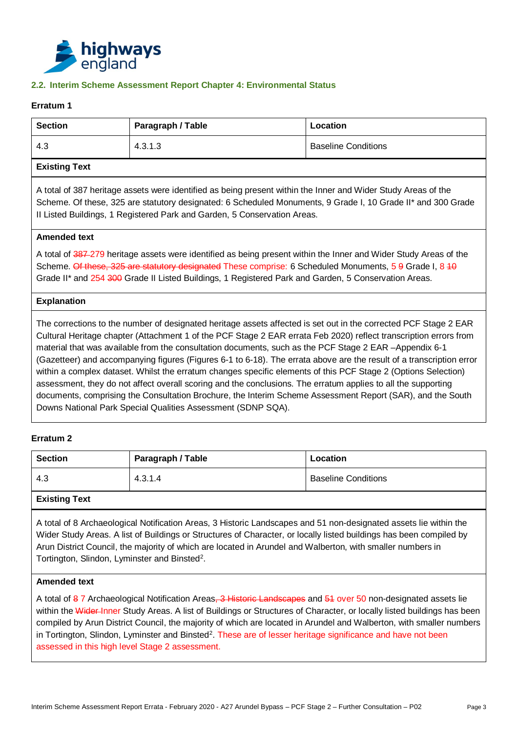### 2.2. Interim Scheme Assessment Report Chapter 4: Environmental Status

**Erratum 1**

| Section | Paragraph / Table | Location |
|---|---|---|
| 4.3 | 4.3.1.3 | Baseline Conditions |

**Existing Text**

A total of 387 heritage assets were identified as being present within the Inner and Wider Study Areas of the Scheme. Of these, 325 are statutory designated: 6 Scheduled Monuments, 9 Grade I, 10 Grade II* and 300 Grade II Listed Buildings, 1 Registered Park and Garden, 5 Conservation Areas.

**Amended text**

A total of ~~387~~ 279 heritage assets were identified as being present within the Inner and Wider Study Areas of the Scheme. ~~Of these, 325 are statutory designated~~ These comprise: 6 Scheduled Monuments, 5 ~~9~~ Grade I, 8 ~~10~~ Grade II* and 254 ~~300~~ Grade II Listed Buildings, 1 Registered Park and Garden, 5 Conservation Areas.

**Explanation**

The corrections to the number of designated heritage assets affected is set out in the corrected PCF Stage 2 EAR Cultural Heritage chapter (Attachment 1 of the PCF Stage 2 EAR errata Feb 2020) reflect transcription errors from material that was available from the consultation documents, such as the PCF Stage 2 EAR –Appendix 6-1 (Gazetteer) and accompanying figures (Figures 6-1 to 6-18). The errata above are the result of a transcription error within a complex dataset. Whilst the erratum changes specific elements of this PCF Stage 2 (Options Selection) assessment, they do not affect overall scoring and the conclusions. The erratum applies to all the supporting documents, comprising the Consultation Brochure, the Interim Scheme Assessment Report (SAR), and the South Downs National Park Special Qualities Assessment (SDNP SQA).

**Erratum 2**

| Section | Paragraph / Table | Location |
|---|---|---|
| 4.3 | 4.3.1.4 | Baseline Conditions |

**Existing Text**

A total of 8 Archaeological Notification Areas, 3 Historic Landscapes and 51 non-designated assets lie within the Wider Study Areas. A list of Buildings or Structures of Character, or locally listed buildings has been compiled by Arun District Council, the majority of which are located in Arundel and Walberton, with smaller numbers in Tortington, Slindon, Lyminster and Binsted[2].

**Amended text**

A total of ~~8~~ 7 Archaeological Notification Areas~~, 3 Historic Landscapes~~ and ~~51~~ over 50 non-designated assets lie within the ~~Wider~~ Inner Study Areas. A list of Buildings or Structures of Character, or locally listed buildings has been compiled by Arun District Council, the majority of which are located in Arundel and Walberton, with smaller numbers in Tortington, Slindon, Lyminster and Binsted[2]. These are of lesser heritage significance and have not been assessed in this high level Stage 2 assessment.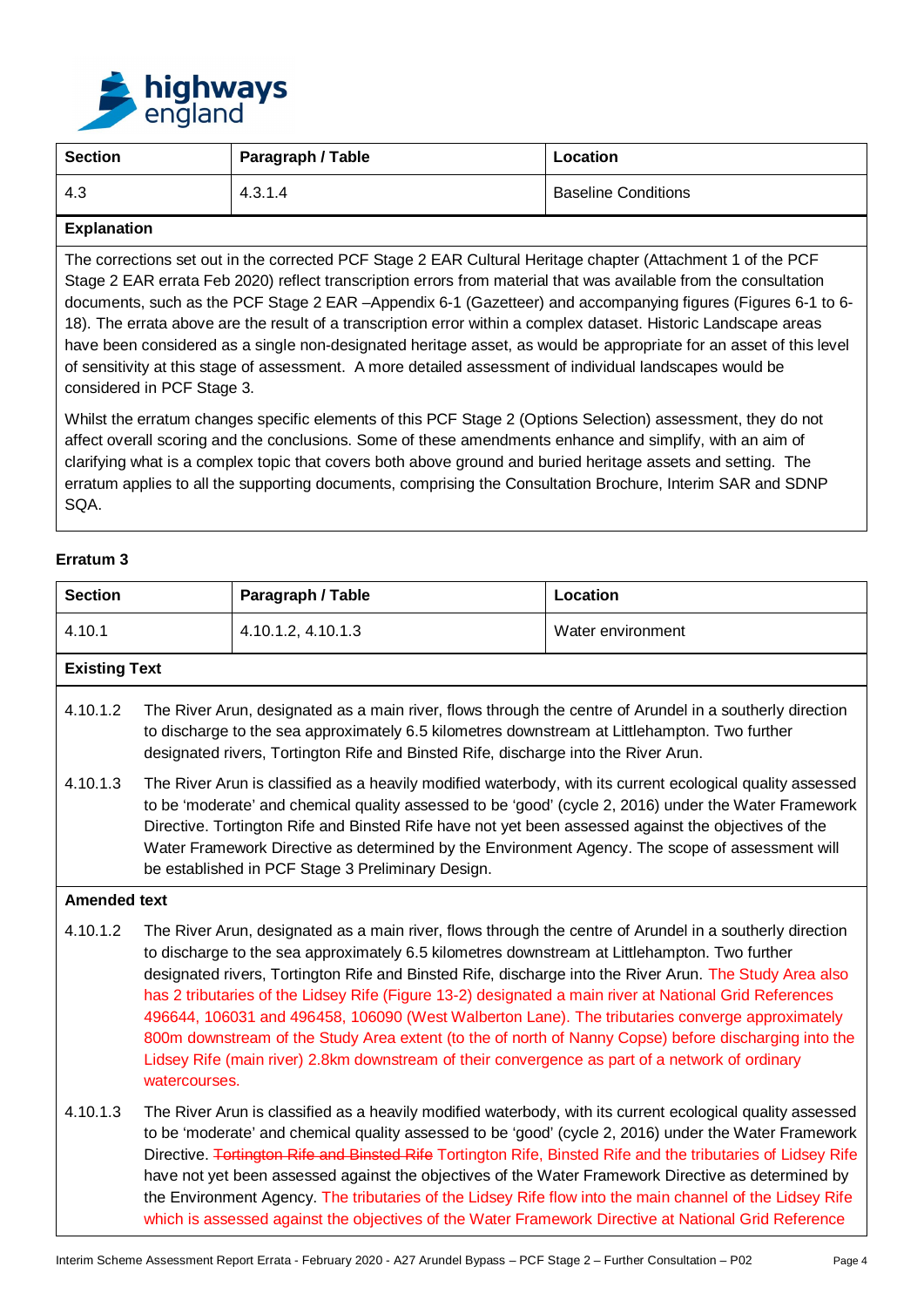| Section | Paragraph / Table | Location |
| --- | --- | --- |
| 4.3 | 4.3.1.4 | Baseline Conditions |

**Explanation**

The corrections set out in the corrected PCF Stage 2 EAR Cultural Heritage chapter (Attachment 1 of the PCF Stage 2 EAR errata Feb 2020) reflect transcription errors from material that was available from the consultation documents, such as the PCF Stage 2 EAR –Appendix 6-1 (Gazetteer) and accompanying figures (Figures 6-1 to 6-18). The errata above are the result of a transcription error within a complex dataset. Historic Landscape areas have been considered as a single non-designated heritage asset, as would be appropriate for an asset of this level of sensitivity at this stage of assessment. A more detailed assessment of individual landscapes would be considered in PCF Stage 3.

Whilst the erratum changes specific elements of this PCF Stage 2 (Options Selection) assessment, they do not affect overall scoring and the conclusions. Some of these amendments enhance and simplify, with an aim of clarifying what is a complex topic that covers both above ground and buried heritage assets and setting. The erratum applies to all the supporting documents, comprising the Consultation Brochure, Interim SAR and SDNP SQA.

**Erratum 3**

| Section | Paragraph / Table | Location |
| --- | --- | --- |
| 4.10.1 | 4.10.1.2, 4.10.1.3 | Water environment |

**Existing Text**

4.10.1.2 The River Arun, designated as a main river, flows through the centre of Arundel in a southerly direction to discharge to the sea approximately 6.5 kilometres downstream at Littlehampton. Two further designated rivers, Tortington Rife and Binsted Rife, discharge into the River Arun.

4.10.1.3 The River Arun is classified as a heavily modified waterbody, with its current ecological quality assessed to be 'moderate' and chemical quality assessed to be 'good' (cycle 2, 2016) under the Water Framework Directive. Tortington Rife and Binsted Rife have not yet been assessed against the objectives of the Water Framework Directive as determined by the Environment Agency. The scope of assessment will be established in PCF Stage 3 Preliminary Design.

**Amended text**

4.10.1.2 The River Arun, designated as a main river, flows through the centre of Arundel in a southerly direction to discharge to the sea approximately 6.5 kilometres downstream at Littlehampton. Two further designated rivers, Tortington Rife and Binsted Rife, discharge into the River Arun. The Study Area also has 2 tributaries of the Lidsey Rife (Figure 13-2) designated a main river at National Grid References 496644, 106031 and 496458, 106090 (West Walberton Lane). The tributaries converge approximately 800m downstream of the Study Area extent (to the of north of Nanny Copse) before discharging into the Lidsey Rife (main river) 2.8km downstream of their convergence as part of a network of ordinary watercourses.

4.10.1.3 The River Arun is classified as a heavily modified waterbody, with its current ecological quality assessed to be 'moderate' and chemical quality assessed to be 'good' (cycle 2, 2016) under the Water Framework Directive. ~~Tortington Rife and Binsted Rife~~ Tortington Rife, Binsted Rife and the tributaries of Lidsey Rife have not yet been assessed against the objectives of the Water Framework Directive as determined by the Environment Agency. The tributaries of the Lidsey Rife flow into the main channel of the Lidsey Rife which is assessed against the objectives of the Water Framework Directive at National Grid Reference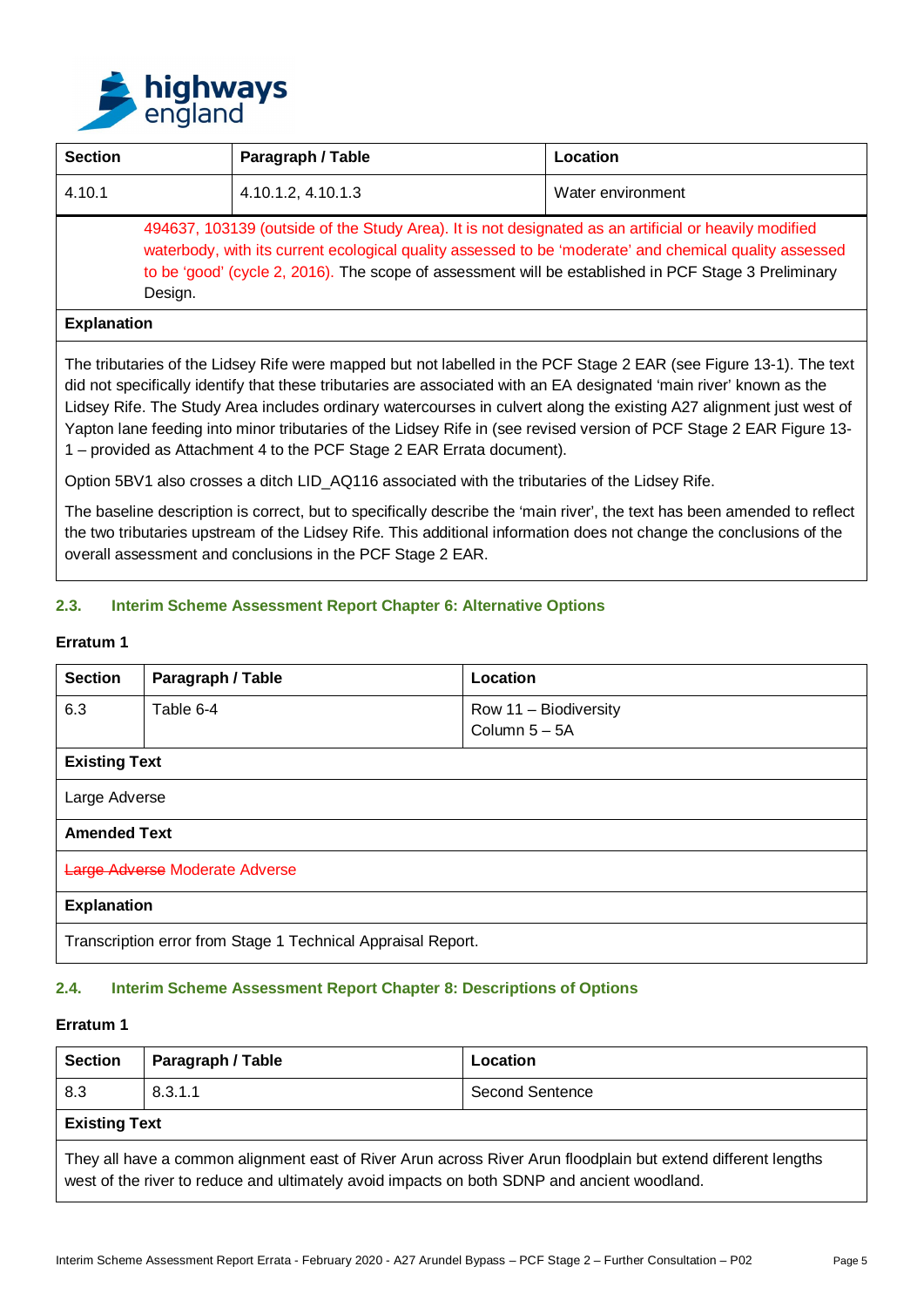| Section | Paragraph / Table | Location |
|---|---|---|
| 4.10.1 | 4.10.1.2, 4.10.1.3 | Water environment |

494637, 103139 (outside of the Study Area). It is not designated as an artificial or heavily modified waterbody, with its current ecological quality assessed to be 'moderate' and chemical quality assessed to be 'good' (cycle 2, 2016). The scope of assessment will be established in PCF Stage 3 Preliminary Design.

**Explanation**

The tributaries of the Lidsey Rife were mapped but not labelled in the PCF Stage 2 EAR (see Figure 13-1). The text did not specifically identify that these tributaries are associated with an EA designated 'main river' known as the Lidsey Rife. The Study Area includes ordinary watercourses in culvert along the existing A27 alignment just west of Yapton lane feeding into minor tributaries of the Lidsey Rife in (see revised version of PCF Stage 2 EAR Figure 13-1 – provided as Attachment 4 to the PCF Stage 2 EAR Errata document).

Option 5BV1 also crosses a ditch LID_AQ116 associated with the tributaries of the Lidsey Rife.

The baseline description is correct, but to specifically describe the 'main river', the text has been amended to reflect the two tributaries upstream of the Lidsey Rife. This additional information does not change the conclusions of the overall assessment and conclusions in the PCF Stage 2 EAR.

## 2.3. Interim Scheme Assessment Report Chapter 6: Alternative Options

**Erratum 1**

| Section | Paragraph / Table | Location |
|---|---|---|
| 6.3 | Table 6-4 | Row 11 – Biodiversity<br>Column 5 – 5A |

**Existing Text**

Large Adverse

**Amended Text**

~~Large Adverse~~ Moderate Adverse

**Explanation**

Transcription error from Stage 1 Technical Appraisal Report.

## 2.4. Interim Scheme Assessment Report Chapter 8: Descriptions of Options

**Erratum 1**

| Section | Paragraph / Table | Location |
|---|---|---|
| 8.3 | 8.3.1.1 | Second Sentence |

**Existing Text**

They all have a common alignment east of River Arun across River Arun floodplain but extend different lengths west of the river to reduce and ultimately avoid impacts on both SDNP and ancient woodland.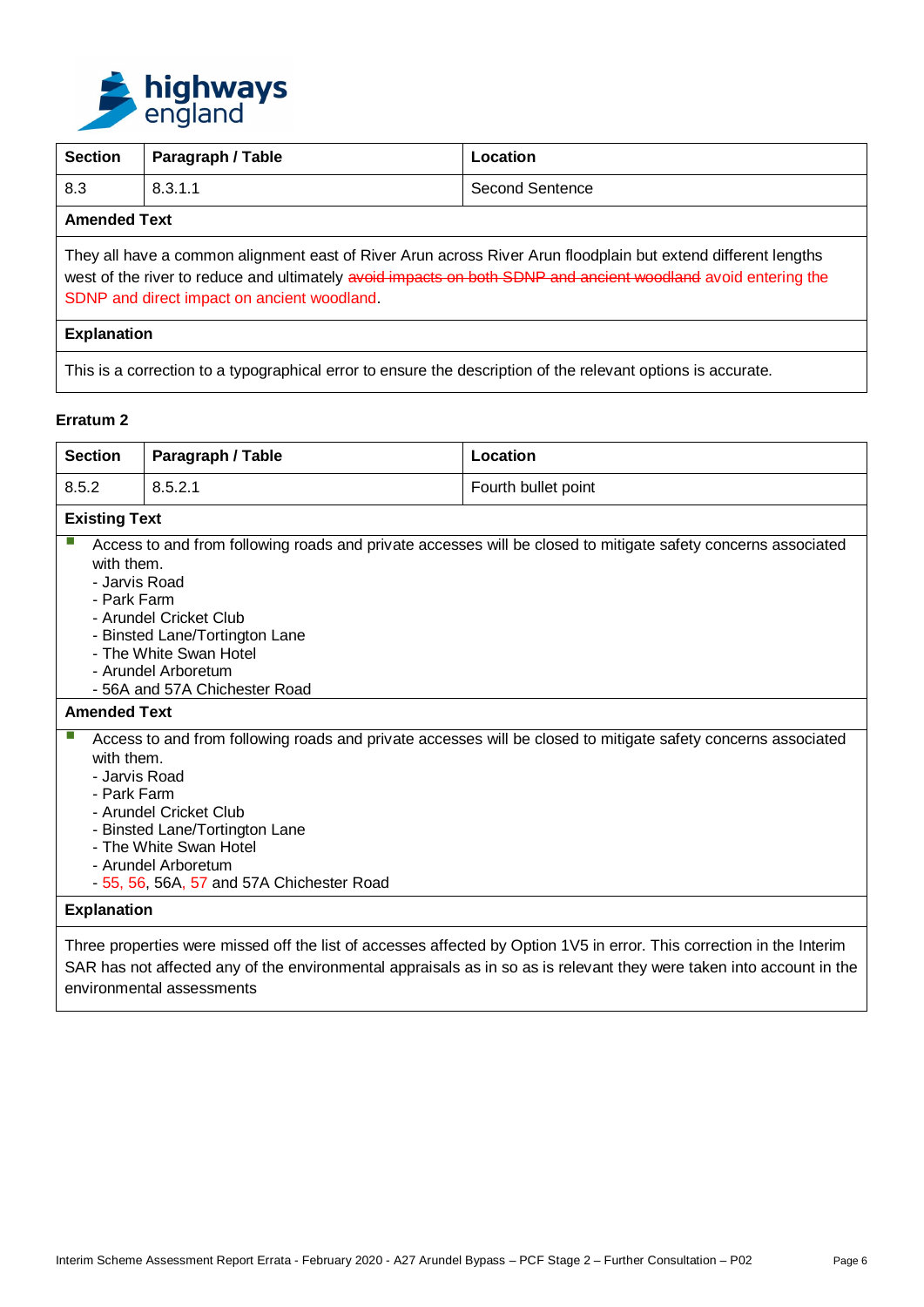| Section | Paragraph / Table | Location |
|---|---|---|
| 8.3 | 8.3.1.1 | Second Sentence |
| **Amended Text** | | |
| They all have a common alignment east of River Arun across River Arun floodplain but extend different lengths west of the river to reduce and ultimately ~~avoid impacts on both SDNP and ancient woodland~~ avoid entering the SDNP and direct impact on ancient woodland. | | |
| **Explanation** | | |
| This is a correction to a typographical error to ensure the description of the relevant options is accurate. | | |

**Erratum 2**

| Section | Paragraph / Table | Location |
|---|---|---|
| 8.5.2 | 8.5.2.1 | Fourth bullet point |
| **Existing Text** | | |
| ▪ Access to and from following roads and private accesses will be closed to mitigate safety concerns associated with them.<br>- Jarvis Road<br>- Park Farm<br>- Arundel Cricket Club<br>- Binsted Lane/Tortington Lane<br>- The White Swan Hotel<br>- Arundel Arboretum<br>- 56A and 57A Chichester Road | | |
| **Amended Text** | | |
| ▪ Access to and from following roads and private accesses will be closed to mitigate safety concerns associated with them.<br>- Jarvis Road<br>- Park Farm<br>- Arundel Cricket Club<br>- Binsted Lane/Tortington Lane<br>- The White Swan Hotel<br>- Arundel Arboretum<br>- 55, 56, 56A, 57 and 57A Chichester Road | | |
| **Explanation** | | |
| Three properties were missed off the list of accesses affected by Option 1V5 in error. This correction in the Interim SAR has not affected any of the environmental appraisals as in so as is relevant they were taken into account in the environmental assessments | | |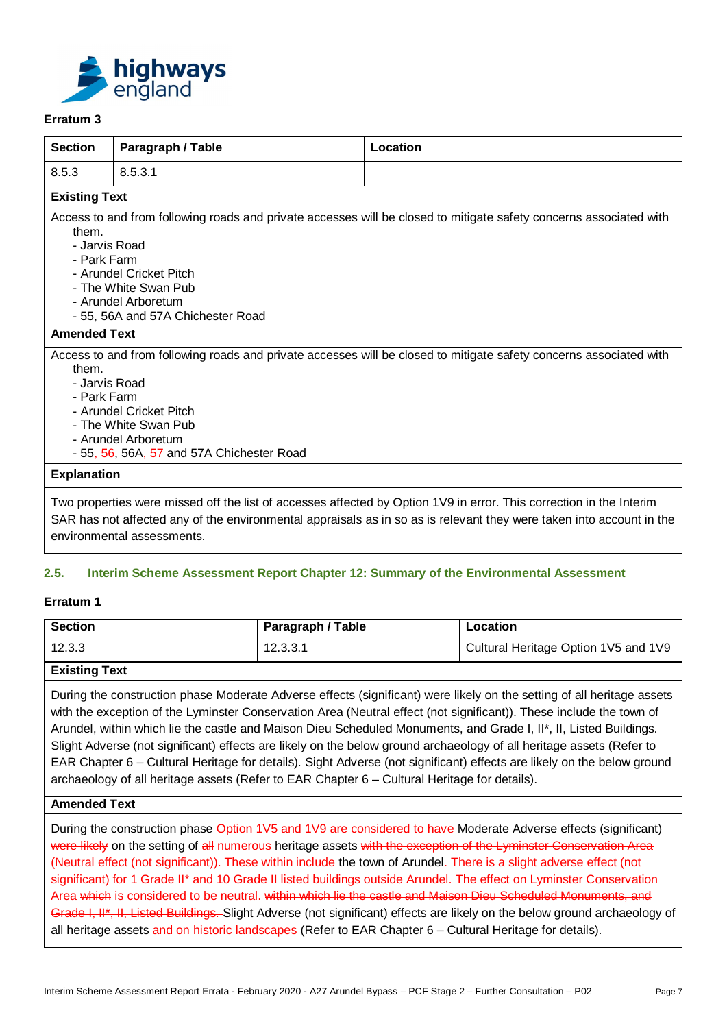**Erratum 3**

| Section | Paragraph / Table | Location |
|---|---|---|
| 8.5.3 | 8.5.3.1 | |

**Existing Text**

Access to and from following roads and private accesses will be closed to mitigate safety concerns associated with them.

- Jarvis Road
- Park Farm
- Arundel Cricket Pitch
- The White Swan Pub
- Arundel Arboretum
- 55, 56A and 57A Chichester Road

**Amended Text**

Access to and from following roads and private accesses will be closed to mitigate safety concerns associated with them.

- Jarvis Road
- Park Farm
- Arundel Cricket Pitch
- The White Swan Pub
- Arundel Arboretum
- 55, 56, 56A, 57 and 57A Chichester Road

**Explanation**

Two properties were missed off the list of accesses affected by Option 1V9 in error. This correction in the Interim SAR has not affected any of the environmental appraisals as in so as is relevant they were taken into account in the environmental assessments.

## 2.5. Interim Scheme Assessment Report Chapter 12: Summary of the Environmental Assessment

**Erratum 1**

| Section | Paragraph / Table | Location |
|---|---|---|
| 12.3.3 | 12.3.3.1 | Cultural Heritage Option 1V5 and 1V9 |

**Existing Text**

During the construction phase Moderate Adverse effects (significant) were likely on the setting of all heritage assets with the exception of the Lyminster Conservation Area (Neutral effect (not significant)). These include the town of Arundel, within which lie the castle and Maison Dieu Scheduled Monuments, and Grade I, II*, II, Listed Buildings. Slight Adverse (not significant) effects are likely on the below ground archaeology of all heritage assets (Refer to EAR Chapter 6 – Cultural Heritage for details). Sight Adverse (not significant) effects are likely on the below ground archaeology of all heritage assets (Refer to EAR Chapter 6 – Cultural Heritage for details).

**Amended Text**

During the construction phase Option 1V5 and 1V9 are considered to have Moderate Adverse effects (significant) ~~were likely~~ on the setting of ~~all~~ numerous heritage assets ~~with the exception of the Lyminster Conservation Area (Neutral effect (not significant)). These~~ within ~~include~~ the town of Arundel. There is a slight adverse effect (not significant) for 1 Grade II* and 10 Grade II listed buildings outside Arundel. The effect on Lyminster Conservation Area ~~which~~ is considered to be neutral. ~~within which lie the castle and Maison Dieu Scheduled Monuments, and Grade I, II*, II, Listed Buildings.~~ Slight Adverse (not significant) effects are likely on the below ground archaeology of all heritage assets and on historic landscapes (Refer to EAR Chapter 6 – Cultural Heritage for details).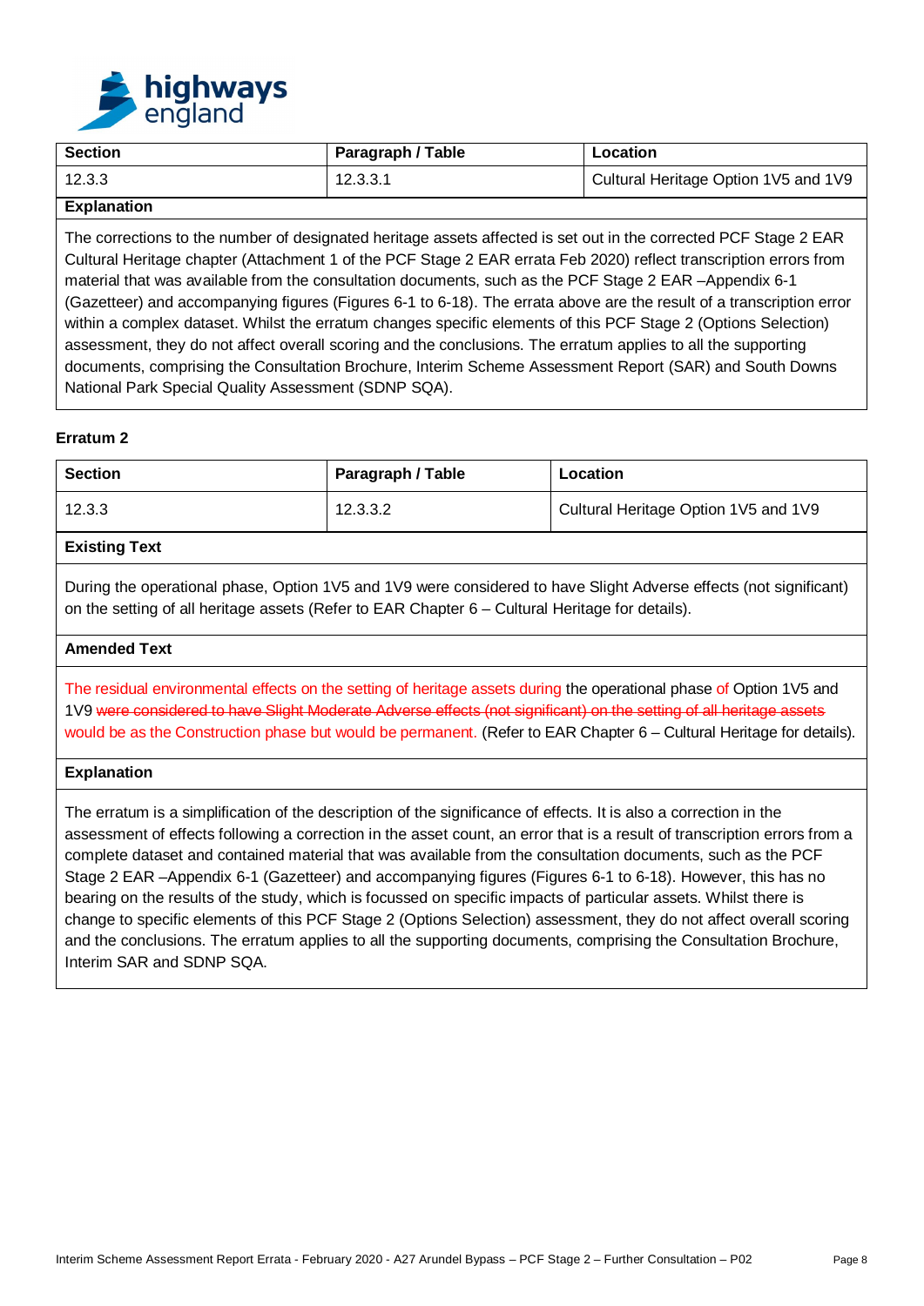| Section | Paragraph / Table | Location |
| --- | --- | --- |
| 12.3.3 | 12.3.3.1 | Cultural Heritage Option 1V5 and 1V9 |

**Explanation**

The corrections to the number of designated heritage assets affected is set out in the corrected PCF Stage 2 EAR Cultural Heritage chapter (Attachment 1 of the PCF Stage 2 EAR errata Feb 2020) reflect transcription errors from material that was available from the consultation documents, such as the PCF Stage 2 EAR –Appendix 6-1 (Gazetteer) and accompanying figures (Figures 6-1 to 6-18). The errata above are the result of a transcription error within a complex dataset. Whilst the erratum changes specific elements of this PCF Stage 2 (Options Selection) assessment, they do not affect overall scoring and the conclusions. The erratum applies to all the supporting documents, comprising the Consultation Brochure, Interim Scheme Assessment Report (SAR) and South Downs National Park Special Quality Assessment (SDNP SQA).

**Erratum 2**

| Section | Paragraph / Table | Location |
| --- | --- | --- |
| 12.3.3 | 12.3.3.2 | Cultural Heritage Option 1V5 and 1V9 |

**Existing Text**

During the operational phase, Option 1V5 and 1V9 were considered to have Slight Adverse effects (not significant) on the setting of all heritage assets (Refer to EAR Chapter 6 – Cultural Heritage for details).

**Amended Text**

The residual environmental effects on the setting of heritage assets during the operational phase of Option 1V5 and 1V9 ~~were considered to have Slight Moderate Adverse effects (not significant) on the setting of all heritage assets~~ would be as the Construction phase but would be permanent. (Refer to EAR Chapter 6 – Cultural Heritage for details).

**Explanation**

The erratum is a simplification of the description of the significance of effects. It is also a correction in the assessment of effects following a correction in the asset count, an error that is a result of transcription errors from a complete dataset and contained material that was available from the consultation documents, such as the PCF Stage 2 EAR –Appendix 6-1 (Gazetteer) and accompanying figures (Figures 6-1 to 6-18). However, this has no bearing on the results of the study, which is focussed on specific impacts of particular assets. Whilst there is change to specific elements of this PCF Stage 2 (Options Selection) assessment, they do not affect overall scoring and the conclusions. The erratum applies to all the supporting documents, comprising the Consultation Brochure, Interim SAR and SDNP SQA.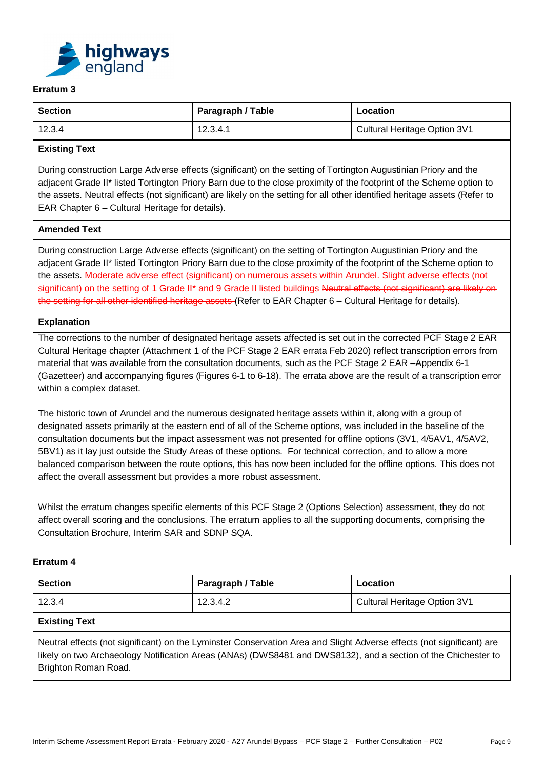### Erratum 3

| Section | Paragraph / Table | Location |
| --- | --- | --- |
| 12.3.4 | 12.3.4.1 | Cultural Heritage Option 3V1 |

**Existing Text**

During construction Large Adverse effects (significant) on the setting of Tortington Augustinian Priory and the adjacent Grade II* listed Tortington Priory Barn due to the close proximity of the footprint of the Scheme option to the assets. Neutral effects (not significant) are likely on the setting for all other identified heritage assets (Refer to EAR Chapter 6 – Cultural Heritage for details).

**Amended Text**

During construction Large Adverse effects (significant) on the setting of Tortington Augustinian Priory and the adjacent Grade II* listed Tortington Priory Barn due to the close proximity of the footprint of the Scheme option to the assets. Moderate adverse effect (significant) on numerous assets within Arundel. Slight adverse effects (not significant) on the setting of 1 Grade II* and 9 Grade II listed buildings ~~Neutral effects (not significant) are likely on the setting for all other identified heritage assets~~ (Refer to EAR Chapter 6 – Cultural Heritage for details).

**Explanation**

The corrections to the number of designated heritage assets affected is set out in the corrected PCF Stage 2 EAR Cultural Heritage chapter (Attachment 1 of the PCF Stage 2 EAR errata Feb 2020) reflect transcription errors from material that was available from the consultation documents, such as the PCF Stage 2 EAR –Appendix 6-1 (Gazetteer) and accompanying figures (Figures 6-1 to 6-18). The errata above are the result of a transcription error within a complex dataset.

The historic town of Arundel and the numerous designated heritage assets within it, along with a group of designated assets primarily at the eastern end of all of the Scheme options, was included in the baseline of the consultation documents but the impact assessment was not presented for offline options (3V1, 4/5AV1, 4/5AV2, 5BV1) as it lay just outside the Study Areas of these options. For technical correction, and to allow a more balanced comparison between the route options, this has now been included for the offline options. This does not affect the overall assessment but provides a more robust assessment.

Whilst the erratum changes specific elements of this PCF Stage 2 (Options Selection) assessment, they do not affect overall scoring and the conclusions. The erratum applies to all the supporting documents, comprising the Consultation Brochure, Interim SAR and SDNP SQA.

### Erratum 4

| Section | Paragraph / Table | Location |
| --- | --- | --- |
| 12.3.4 | 12.3.4.2 | Cultural Heritage Option 3V1 |

**Existing Text**

Neutral effects (not significant) on the Lyminster Conservation Area and Slight Adverse effects (not significant) are likely on two Archaeology Notification Areas (ANAs) (DWS8481 and DWS8132), and a section of the Chichester to Brighton Roman Road.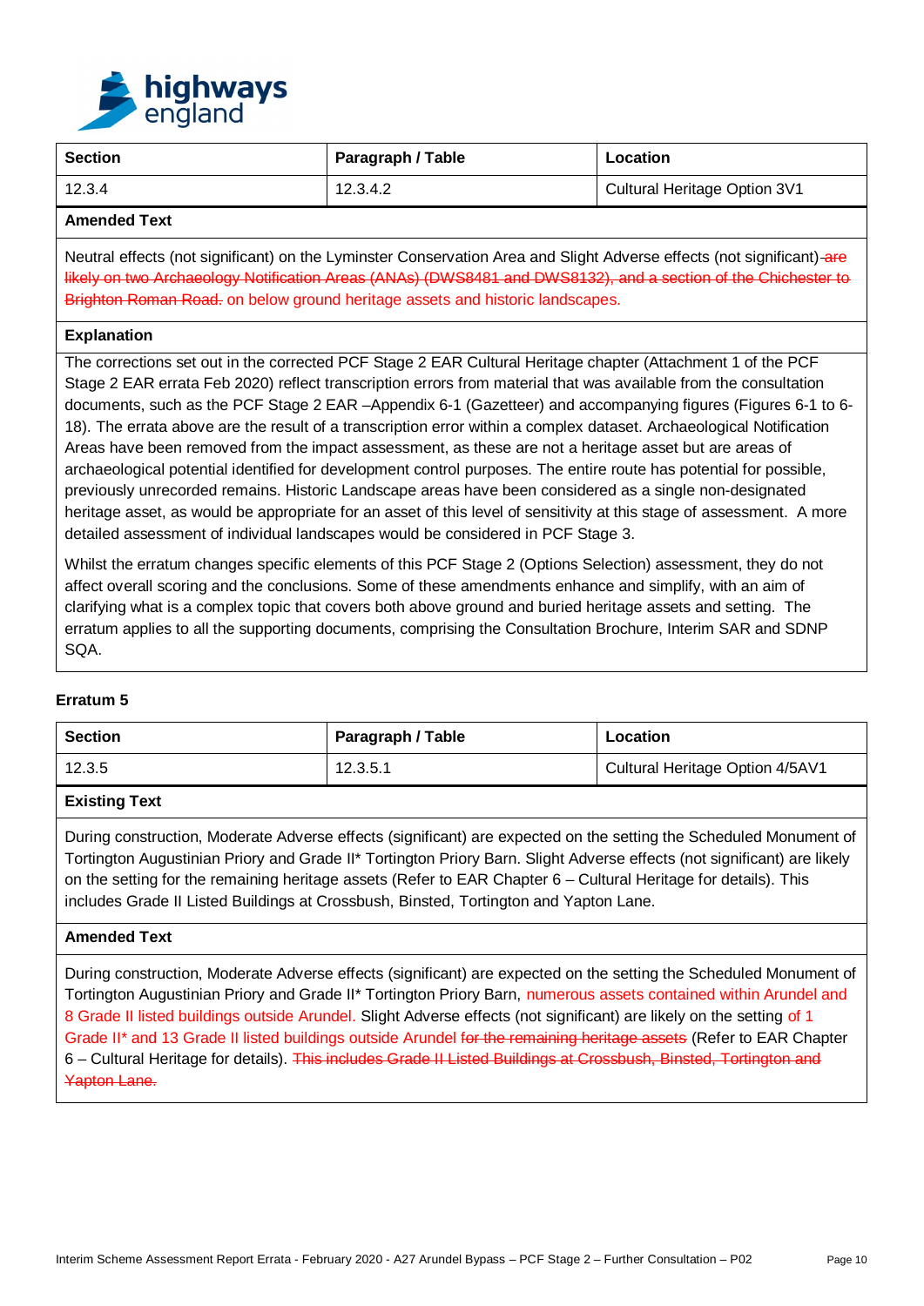| Section | Paragraph / Table | Location |
|---|---|---|
| 12.3.4 | 12.3.4.2 | Cultural Heritage Option 3V1 |

**Amended Text**

Neutral effects (not significant) on the Lyminster Conservation Area and Slight Adverse effects (not significant) ~~are likely on two Archaeology Notification Areas (ANAs) (DWS8481 and DWS8132), and a section of the Chichester to Brighton Roman Road.~~ on below ground heritage assets and historic landscapes.

**Explanation**

The corrections set out in the corrected PCF Stage 2 EAR Cultural Heritage chapter (Attachment 1 of the PCF Stage 2 EAR errata Feb 2020) reflect transcription errors from material that was available from the consultation documents, such as the PCF Stage 2 EAR –Appendix 6-1 (Gazetteer) and accompanying figures (Figures 6-1 to 6-18). The errata above are the result of a transcription error within a complex dataset. Archaeological Notification Areas have been removed from the impact assessment, as these are not a heritage asset but are areas of archaeological potential identified for development control purposes. The entire route has potential for possible, previously unrecorded remains. Historic Landscape areas have been considered as a single non-designated heritage asset, as would be appropriate for an asset of this level of sensitivity at this stage of assessment. A more detailed assessment of individual landscapes would be considered in PCF Stage 3.

Whilst the erratum changes specific elements of this PCF Stage 2 (Options Selection) assessment, they do not affect overall scoring and the conclusions. Some of these amendments enhance and simplify, with an aim of clarifying what is a complex topic that covers both above ground and buried heritage assets and setting. The erratum applies to all the supporting documents, comprising the Consultation Brochure, Interim SAR and SDNP SQA.

**Erratum 5**

| Section | Paragraph / Table | Location |
|---|---|---|
| 12.3.5 | 12.3.5.1 | Cultural Heritage Option 4/5AV1 |

**Existing Text**

During construction, Moderate Adverse effects (significant) are expected on the setting the Scheduled Monument of Tortington Augustinian Priory and Grade II* Tortington Priory Barn. Slight Adverse effects (not significant) are likely on the setting for the remaining heritage assets (Refer to EAR Chapter 6 – Cultural Heritage for details). This includes Grade II Listed Buildings at Crossbush, Binsted, Tortington and Yapton Lane.

**Amended Text**

During construction, Moderate Adverse effects (significant) are expected on the setting the Scheduled Monument of Tortington Augustinian Priory and Grade II* Tortington Priory Barn, numerous assets contained within Arundel and 8 Grade II listed buildings outside Arundel. Slight Adverse effects (not significant) are likely on the setting of 1 Grade II* and 13 Grade II listed buildings outside Arundel ~~for the remaining heritage assets~~ (Refer to EAR Chapter 6 – Cultural Heritage for details). ~~This includes Grade II Listed Buildings at Crossbush, Binsted, Tortington and Yapton Lane.~~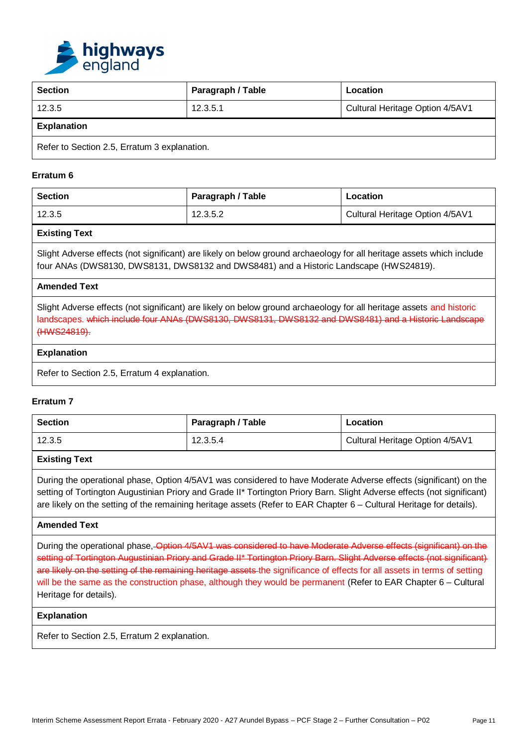| Section | Paragraph / Table | Location |
|---|---|---|
| 12.3.5 | 12.3.5.1 | Cultural Heritage Option 4/5AV1 |
| **Explanation** | | |
| Refer to Section 2.5, Erratum 3 explanation. | | |

**Erratum 6**

| Section | Paragraph / Table | Location |
|---|---|---|
| 12.3.5 | 12.3.5.2 | Cultural Heritage Option 4/5AV1 |
| **Existing Text** | | |
| Slight Adverse effects (not significant) are likely on below ground archaeology for all heritage assets which include four ANAs (DWS8130, DWS8131, DWS8132 and DWS8481) and a Historic Landscape (HWS24819). | | |
| **Amended Text** | | |
| Slight Adverse effects (not significant) are likely on below ground archaeology for all heritage assets and historic landscapes. ~~which include four ANAs (DWS8130, DWS8131, DWS8132 and DWS8481) and a Historic Landscape (HWS24819).~~ | | |
| **Explanation** | | |
| Refer to Section 2.5, Erratum 4 explanation. | | |

**Erratum 7**

| Section | Paragraph / Table | Location |
|---|---|---|
| 12.3.5 | 12.3.5.4 | Cultural Heritage Option 4/5AV1 |
| **Existing Text** | | |
| During the operational phase, Option 4/5AV1 was considered to have Moderate Adverse effects (significant) on the setting of Tortington Augustinian Priory and Grade II* Tortington Priory Barn. Slight Adverse effects (not significant) are likely on the setting of the remaining heritage assets (Refer to EAR Chapter 6 – Cultural Heritage for details). | | |
| **Amended Text** | | |
| During the operational phase, ~~Option 4/5AV1 was considered to have Moderate Adverse effects (significant) on the setting of Tortington Augustinian Priory and Grade II* Tortington Priory Barn. Slight Adverse effects (not significant) are likely on the setting of the remaining heritage assets~~ the significance of effects for all assets in terms of setting will be the same as the construction phase, although they would be permanent (Refer to EAR Chapter 6 – Cultural Heritage for details). | | |
| **Explanation** | | |
| Refer to Section 2.5, Erratum 2 explanation. | | |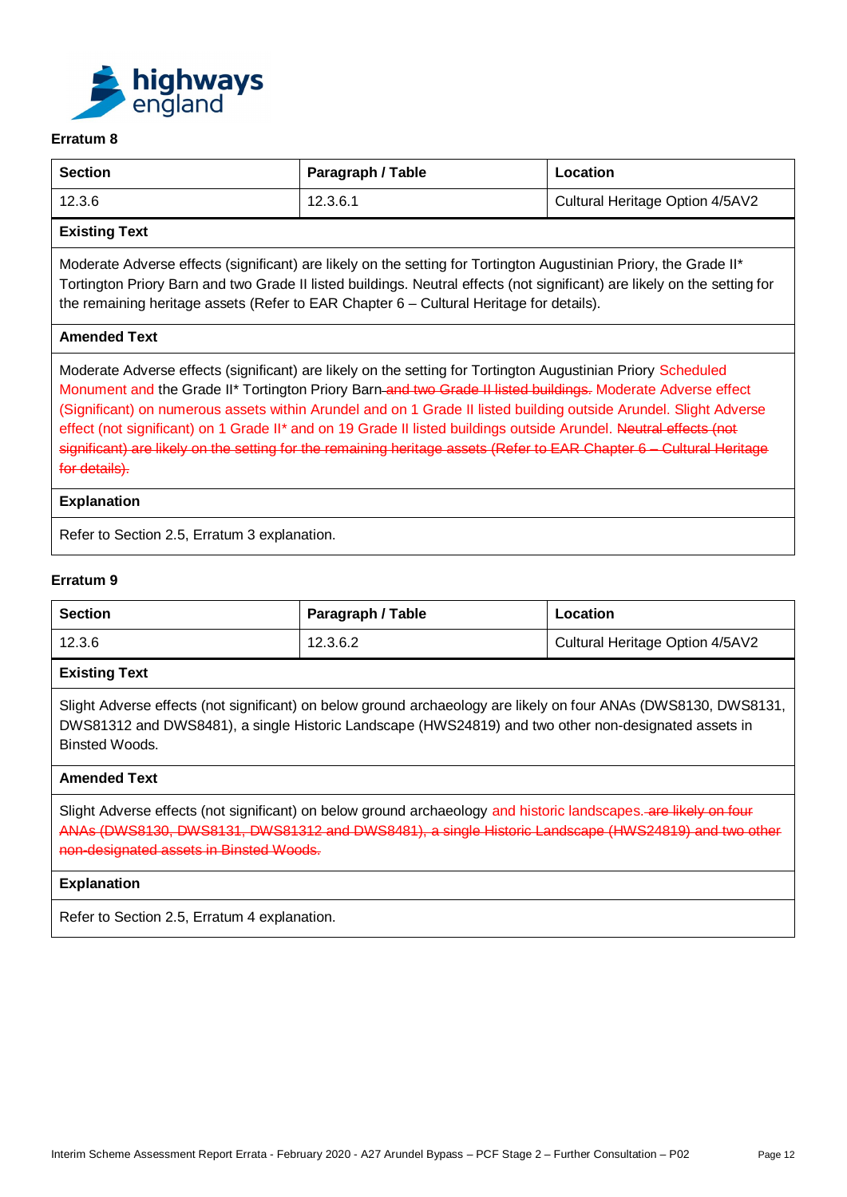### Erratum 8

| Section | Paragraph / Table | Location |
|---|---|---|
| 12.3.6 | 12.3.6.1 | Cultural Heritage Option 4/5AV2 |

**Existing Text**

Moderate Adverse effects (significant) are likely on the setting for Tortington Augustinian Priory, the Grade II* Tortington Priory Barn and two Grade II listed buildings. Neutral effects (not significant) are likely on the setting for the remaining heritage assets (Refer to EAR Chapter 6 – Cultural Heritage for details).

**Amended Text**

Moderate Adverse effects (significant) are likely on the setting for Tortington Augustinian Priory Scheduled Monument and the Grade II* Tortington Priory Barn ~~and two Grade II listed buildings.~~ Moderate Adverse effect (Significant) on numerous assets within Arundel and on 1 Grade II listed building outside Arundel. Slight Adverse effect (not significant) on 1 Grade II* and on 19 Grade II listed buildings outside Arundel. ~~Neutral effects (not significant) are likely on the setting for the remaining heritage assets (Refer to EAR Chapter 6 – Cultural Heritage for details).~~

**Explanation**

Refer to Section 2.5, Erratum 3 explanation.

### Erratum 9

| Section | Paragraph / Table | Location |
|---|---|---|
| 12.3.6 | 12.3.6.2 | Cultural Heritage Option 4/5AV2 |

**Existing Text**

Slight Adverse effects (not significant) on below ground archaeology are likely on four ANAs (DWS8130, DWS8131, DWS81312 and DWS8481), a single Historic Landscape (HWS24819) and two other non-designated assets in Binsted Woods.

**Amended Text**

Slight Adverse effects (not significant) on below ground archaeology and historic landscapes. ~~are likely on four ANAs (DWS8130, DWS8131, DWS81312 and DWS8481), a single Historic Landscape (HWS24819) and two other non-designated assets in Binsted Woods.~~

**Explanation**

Refer to Section 2.5, Erratum 4 explanation.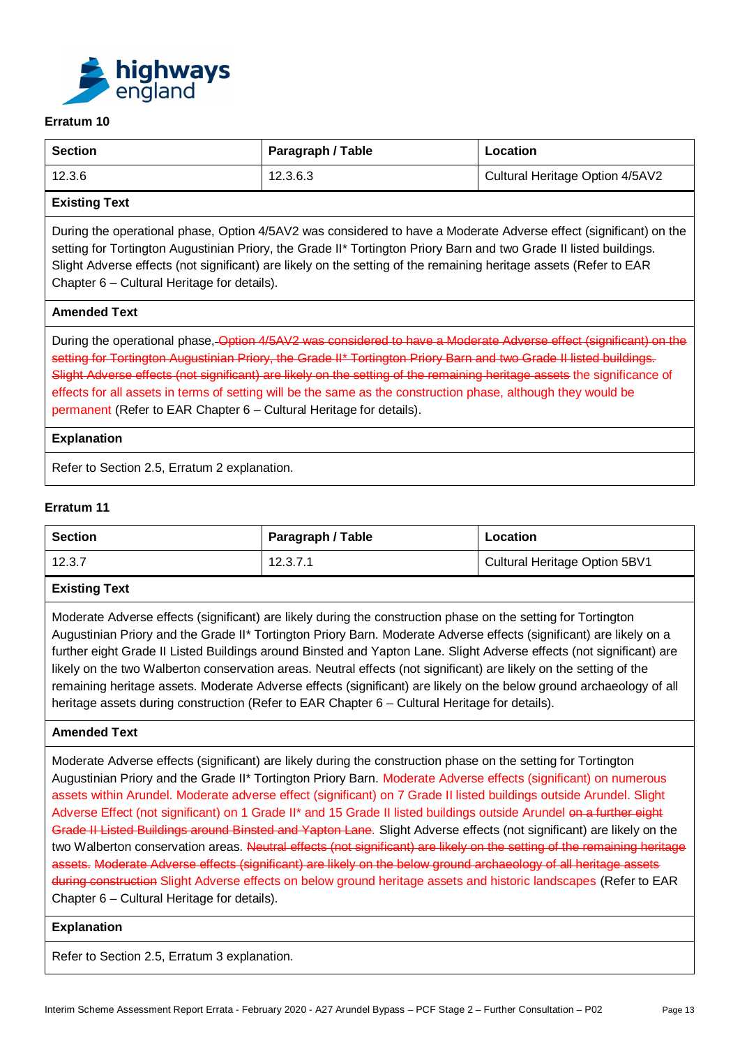### Erratum 10

| Section | Paragraph / Table | Location |
|---|---|---|
| 12.3.6 | 12.3.6.3 | Cultural Heritage Option 4/5AV2 |

**Existing Text**

During the operational phase, Option 4/5AV2 was considered to have a Moderate Adverse effect (significant) on the setting for Tortington Augustinian Priory, the Grade II* Tortington Priory Barn and two Grade II listed buildings. Slight Adverse effects (not significant) are likely on the setting of the remaining heritage assets (Refer to EAR Chapter 6 – Cultural Heritage for details).

**Amended Text**

During the operational phase, ~~Option 4/5AV2 was considered to have a Moderate Adverse effect (significant) on the setting for Tortington Augustinian Priory, the Grade II* Tortington Priory Barn and two Grade II listed buildings. Slight Adverse effects (not significant) are likely on the setting of the remaining heritage assets~~ the significance of effects for all assets in terms of setting will be the same as the construction phase, although they would be permanent (Refer to EAR Chapter 6 – Cultural Heritage for details).

**Explanation**

Refer to Section 2.5, Erratum 2 explanation.

### Erratum 11

| Section | Paragraph / Table | Location |
|---|---|---|
| 12.3.7 | 12.3.7.1 | Cultural Heritage Option 5BV1 |

**Existing Text**

Moderate Adverse effects (significant) are likely during the construction phase on the setting for Tortington Augustinian Priory and the Grade II* Tortington Priory Barn. Moderate Adverse effects (significant) are likely on a further eight Grade II Listed Buildings around Binsted and Yapton Lane. Slight Adverse effects (not significant) are likely on the two Walberton conservation areas. Neutral effects (not significant) are likely on the setting of the remaining heritage assets. Moderate Adverse effects (significant) are likely on the below ground archaeology of all heritage assets during construction (Refer to EAR Chapter 6 – Cultural Heritage for details).

**Amended Text**

Moderate Adverse effects (significant) are likely during the construction phase on the setting for Tortington Augustinian Priory and the Grade II* Tortington Priory Barn. Moderate Adverse effects (significant) on numerous assets within Arundel. Moderate adverse effect (significant) on 7 Grade II listed buildings outside Arundel. Slight Adverse Effect (not significant) on 1 Grade II* and 15 Grade II listed buildings outside Arundel ~~on a further eight Grade II Listed Buildings around Binsted and Yapton Lane~~. Slight Adverse effects (not significant) are likely on the two Walberton conservation areas. ~~Neutral effects (not significant) are likely on the setting of the remaining heritage assets. Moderate Adverse effects (significant) are likely on the below ground archaeology of all heritage assets during construction~~ Slight Adverse effects on below ground heritage assets and historic landscapes (Refer to EAR Chapter 6 – Cultural Heritage for details).

**Explanation**

Refer to Section 2.5, Erratum 3 explanation.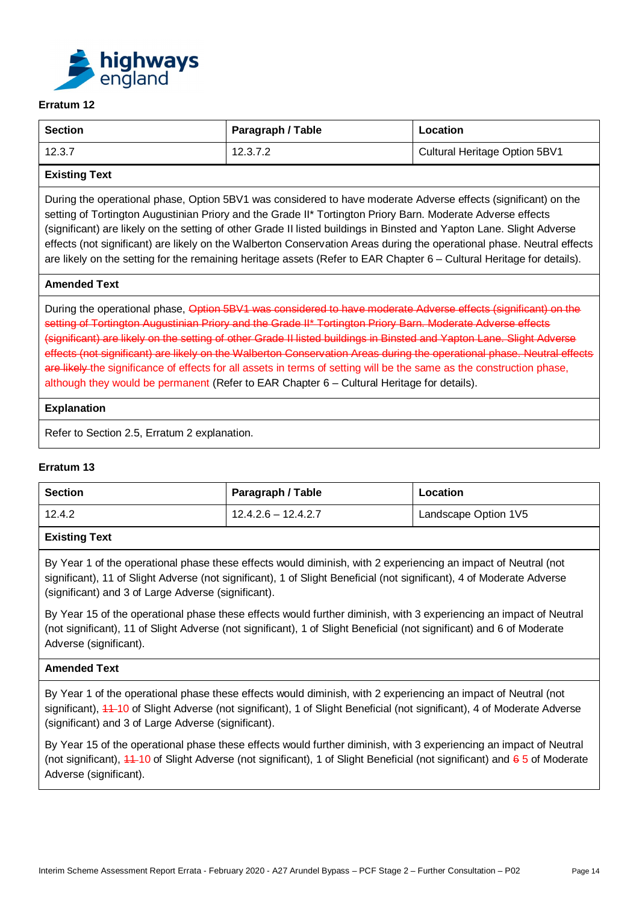### Erratum 12

| Section | Paragraph / Table | Location |
|---|---|---|
| 12.3.7 | 12.3.7.2 | Cultural Heritage Option 5BV1 |

**Existing Text**

During the operational phase, Option 5BV1 was considered to have moderate Adverse effects (significant) on the setting of Tortington Augustinian Priory and the Grade II* Tortington Priory Barn. Moderate Adverse effects (significant) are likely on the setting of other Grade II listed buildings in Binsted and Yapton Lane. Slight Adverse effects (not significant) are likely on the Walberton Conservation Areas during the operational phase. Neutral effects are likely on the setting for the remaining heritage assets (Refer to EAR Chapter 6 – Cultural Heritage for details).

**Amended Text**

During the operational phase, ~~Option 5BV1 was considered to have moderate Adverse effects (significant) on the setting of Tortington Augustinian Priory and the Grade II* Tortington Priory Barn. Moderate Adverse effects (significant) are likely on the setting of other Grade II listed buildings in Binsted and Yapton Lane. Slight Adverse effects (not significant) are likely on the Walberton Conservation Areas during the operational phase. Neutral effects are likely~~ the significance of effects for all assets in terms of setting will be the same as the construction phase, although they would be permanent (Refer to EAR Chapter 6 – Cultural Heritage for details).

**Explanation**

Refer to Section 2.5, Erratum 2 explanation.

### Erratum 13

| Section | Paragraph / Table | Location |
|---|---|---|
| 12.4.2 | 12.4.2.6 – 12.4.2.7 | Landscape Option 1V5 |

**Existing Text**

By Year 1 of the operational phase these effects would diminish, with 2 experiencing an impact of Neutral (not significant), 11 of Slight Adverse (not significant), 1 of Slight Beneficial (not significant), 4 of Moderate Adverse (significant) and 3 of Large Adverse (significant).

By Year 15 of the operational phase these effects would further diminish, with 3 experiencing an impact of Neutral (not significant), 11 of Slight Adverse (not significant), 1 of Slight Beneficial (not significant) and 6 of Moderate Adverse (significant).

**Amended Text**

By Year 1 of the operational phase these effects would diminish, with 2 experiencing an impact of Neutral (not significant), ~~11~~ 10 of Slight Adverse (not significant), 1 of Slight Beneficial (not significant), 4 of Moderate Adverse (significant) and 3 of Large Adverse (significant).

By Year 15 of the operational phase these effects would further diminish, with 3 experiencing an impact of Neutral (not significant), ~~11~~ 10 of Slight Adverse (not significant), 1 of Slight Beneficial (not significant) and ~~6~~ 5 of Moderate Adverse (significant).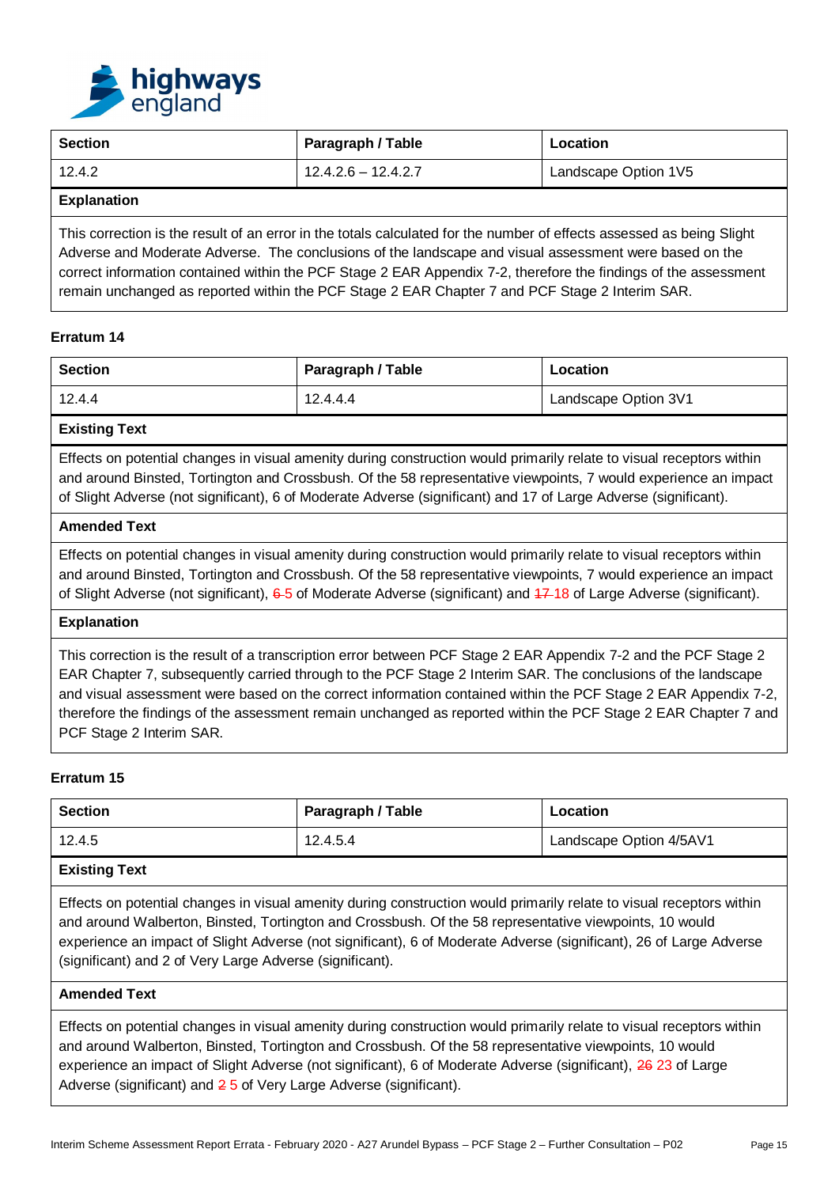| Section | Paragraph / Table | Location |
|---|---|---|
| 12.4.2 | 12.4.2.6 – 12.4.2.7 | Landscape Option 1V5 |

**Explanation**

This correction is the result of an error in the totals calculated for the number of effects assessed as being Slight Adverse and Moderate Adverse. The conclusions of the landscape and visual assessment were based on the correct information contained within the PCF Stage 2 EAR Appendix 7-2, therefore the findings of the assessment remain unchanged as reported within the PCF Stage 2 EAR Chapter 7 and PCF Stage 2 Interim SAR.

**Erratum 14**

| Section | Paragraph / Table | Location |
|---|---|---|
| 12.4.4 | 12.4.4.4 | Landscape Option 3V1 |

**Existing Text**

Effects on potential changes in visual amenity during construction would primarily relate to visual receptors within and around Binsted, Tortington and Crossbush. Of the 58 representative viewpoints, 7 would experience an impact of Slight Adverse (not significant), 6 of Moderate Adverse (significant) and 17 of Large Adverse (significant).

**Amended Text**

Effects on potential changes in visual amenity during construction would primarily relate to visual receptors within and around Binsted, Tortington and Crossbush. Of the 58 representative viewpoints, 7 would experience an impact of Slight Adverse (not significant), ~~6~~ 5 of Moderate Adverse (significant) and ~~17~~ 18 of Large Adverse (significant).

**Explanation**

This correction is the result of a transcription error between PCF Stage 2 EAR Appendix 7-2 and the PCF Stage 2 EAR Chapter 7, subsequently carried through to the PCF Stage 2 Interim SAR. The conclusions of the landscape and visual assessment were based on the correct information contained within the PCF Stage 2 EAR Appendix 7-2, therefore the findings of the assessment remain unchanged as reported within the PCF Stage 2 EAR Chapter 7 and PCF Stage 2 Interim SAR.

**Erratum 15**

| Section | Paragraph / Table | Location |
|---|---|---|
| 12.4.5 | 12.4.5.4 | Landscape Option 4/5AV1 |

**Existing Text**

Effects on potential changes in visual amenity during construction would primarily relate to visual receptors within and around Walberton, Binsted, Tortington and Crossbush. Of the 58 representative viewpoints, 10 would experience an impact of Slight Adverse (not significant), 6 of Moderate Adverse (significant), 26 of Large Adverse (significant) and 2 of Very Large Adverse (significant).

**Amended Text**

Effects on potential changes in visual amenity during construction would primarily relate to visual receptors within and around Walberton, Binsted, Tortington and Crossbush. Of the 58 representative viewpoints, 10 would experience an impact of Slight Adverse (not significant), 6 of Moderate Adverse (significant), ~~26~~ 23 of Large Adverse (significant) and ~~2~~ 5 of Very Large Adverse (significant).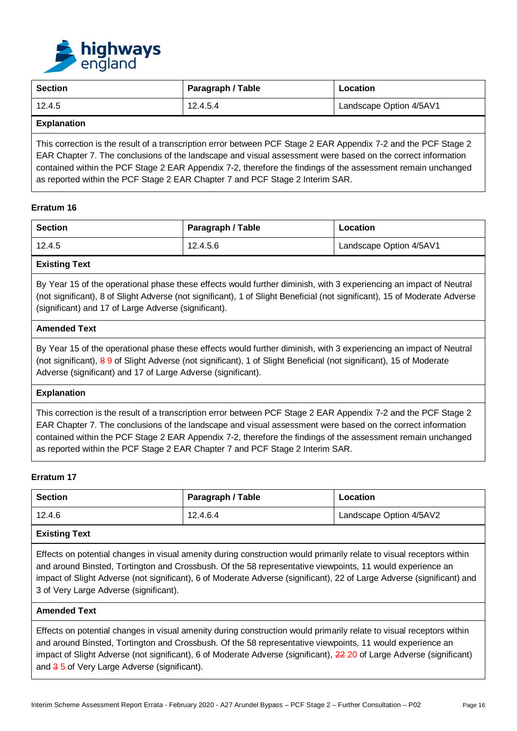| Section | Paragraph / Table | Location |
|---|---|---|
| 12.4.5 | 12.4.5.4 | Landscape Option 4/5AV1 |

**Explanation**

This correction is the result of a transcription error between PCF Stage 2 EAR Appendix 7-2 and the PCF Stage 2 EAR Chapter 7. The conclusions of the landscape and visual assessment were based on the correct information contained within the PCF Stage 2 EAR Appendix 7-2, therefore the findings of the assessment remain unchanged as reported within the PCF Stage 2 EAR Chapter 7 and PCF Stage 2 Interim SAR.

### Erratum 16

| Section | Paragraph / Table | Location |
|---|---|---|
| 12.4.5 | 12.4.5.6 | Landscape Option 4/5AV1 |

**Existing Text**

By Year 15 of the operational phase these effects would further diminish, with 3 experiencing an impact of Neutral (not significant), 8 of Slight Adverse (not significant), 1 of Slight Beneficial (not significant), 15 of Moderate Adverse (significant) and 17 of Large Adverse (significant).

**Amended Text**

By Year 15 of the operational phase these effects would further diminish, with 3 experiencing an impact of Neutral (not significant), ~~8~~ 9 of Slight Adverse (not significant), 1 of Slight Beneficial (not significant), 15 of Moderate Adverse (significant) and 17 of Large Adverse (significant).

**Explanation**

This correction is the result of a transcription error between PCF Stage 2 EAR Appendix 7-2 and the PCF Stage 2 EAR Chapter 7. The conclusions of the landscape and visual assessment were based on the correct information contained within the PCF Stage 2 EAR Appendix 7-2, therefore the findings of the assessment remain unchanged as reported within the PCF Stage 2 EAR Chapter 7 and PCF Stage 2 Interim SAR.

### Erratum 17

| Section | Paragraph / Table | Location |
|---|---|---|
| 12.4.6 | 12.4.6.4 | Landscape Option 4/5AV2 |

**Existing Text**

Effects on potential changes in visual amenity during construction would primarily relate to visual receptors within and around Binsted, Tortington and Crossbush. Of the 58 representative viewpoints, 11 would experience an impact of Slight Adverse (not significant), 6 of Moderate Adverse (significant), 22 of Large Adverse (significant) and 3 of Very Large Adverse (significant).

**Amended Text**

Effects on potential changes in visual amenity during construction would primarily relate to visual receptors within and around Binsted, Tortington and Crossbush. Of the 58 representative viewpoints, 11 would experience an impact of Slight Adverse (not significant), 6 of Moderate Adverse (significant), ~~22~~ 20 of Large Adverse (significant) and ~~3~~ 5 of Very Large Adverse (significant).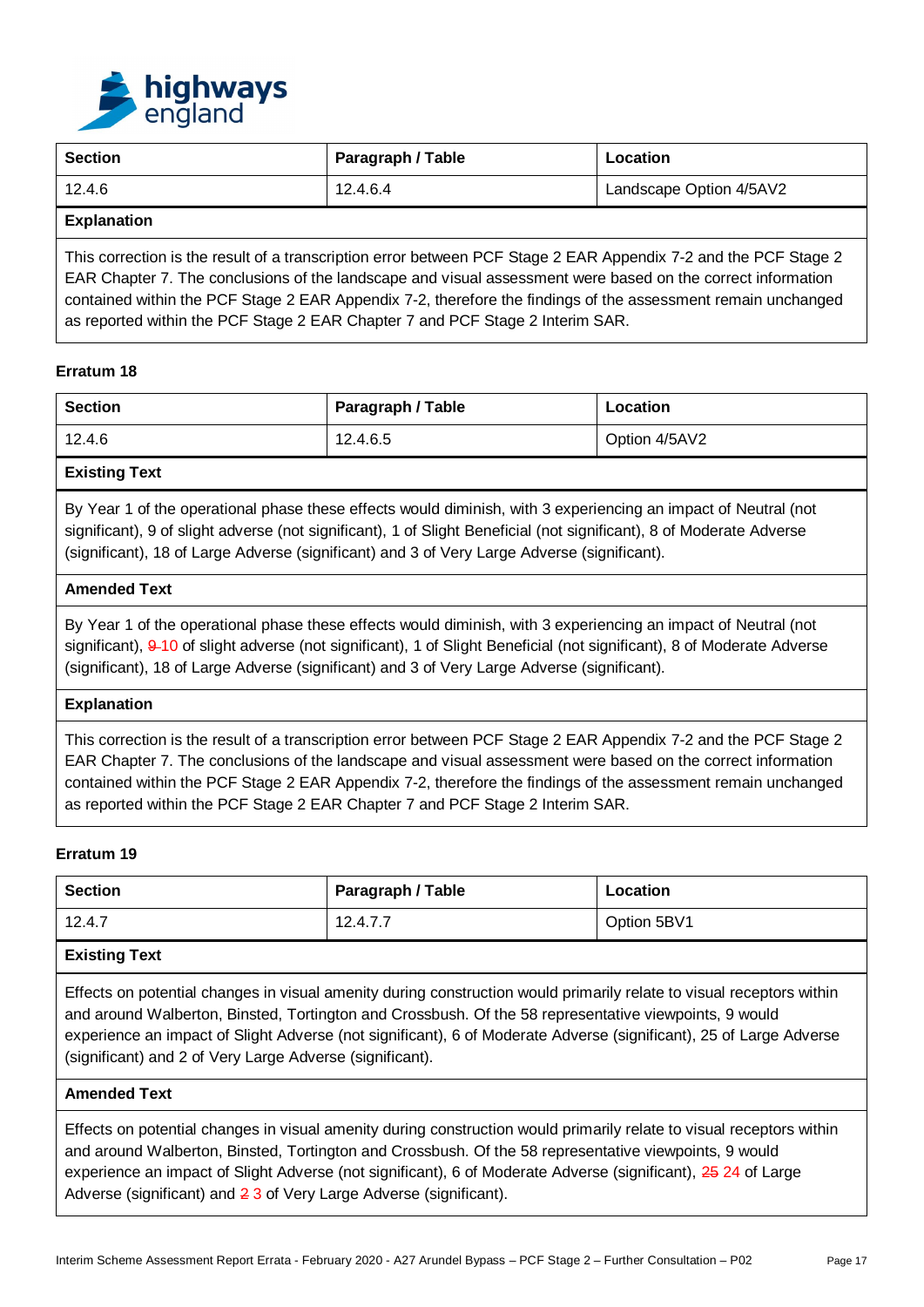| Section | Paragraph / Table | Location |
| --- | --- | --- |
| 12.4.6 | 12.4.6.4 | Landscape Option 4/5AV2 |

**Explanation**

This correction is the result of a transcription error between PCF Stage 2 EAR Appendix 7-2 and the PCF Stage 2 EAR Chapter 7. The conclusions of the landscape and visual assessment were based on the correct information contained within the PCF Stage 2 EAR Appendix 7-2, therefore the findings of the assessment remain unchanged as reported within the PCF Stage 2 EAR Chapter 7 and PCF Stage 2 Interim SAR.

**Erratum 18**

| Section | Paragraph / Table | Location |
| --- | --- | --- |
| 12.4.6 | 12.4.6.5 | Option 4/5AV2 |

**Existing Text**

By Year 1 of the operational phase these effects would diminish, with 3 experiencing an impact of Neutral (not significant), 9 of slight adverse (not significant), 1 of Slight Beneficial (not significant), 8 of Moderate Adverse (significant), 18 of Large Adverse (significant) and 3 of Very Large Adverse (significant).

**Amended Text**

By Year 1 of the operational phase these effects would diminish, with 3 experiencing an impact of Neutral (not significant), ~~9~~ 10 of slight adverse (not significant), 1 of Slight Beneficial (not significant), 8 of Moderate Adverse (significant), 18 of Large Adverse (significant) and 3 of Very Large Adverse (significant).

**Explanation**

This correction is the result of a transcription error between PCF Stage 2 EAR Appendix 7-2 and the PCF Stage 2 EAR Chapter 7. The conclusions of the landscape and visual assessment were based on the correct information contained within the PCF Stage 2 EAR Appendix 7-2, therefore the findings of the assessment remain unchanged as reported within the PCF Stage 2 EAR Chapter 7 and PCF Stage 2 Interim SAR.

**Erratum 19**

| Section | Paragraph / Table | Location |
| --- | --- | --- |
| 12.4.7 | 12.4.7.7 | Option 5BV1 |

**Existing Text**

Effects on potential changes in visual amenity during construction would primarily relate to visual receptors within and around Walberton, Binsted, Tortington and Crossbush. Of the 58 representative viewpoints, 9 would experience an impact of Slight Adverse (not significant), 6 of Moderate Adverse (significant), 25 of Large Adverse (significant) and 2 of Very Large Adverse (significant).

**Amended Text**

Effects on potential changes in visual amenity during construction would primarily relate to visual receptors within and around Walberton, Binsted, Tortington and Crossbush. Of the 58 representative viewpoints, 9 would experience an impact of Slight Adverse (not significant), 6 of Moderate Adverse (significant), ~~25~~ 24 of Large Adverse (significant) and ~~2~~ 3 of Very Large Adverse (significant).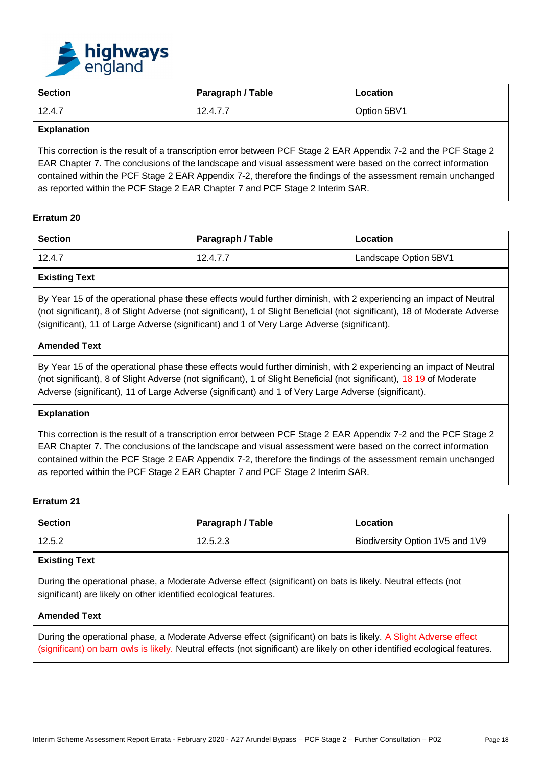| Section | Paragraph / Table | Location |
|---|---|---|
| 12.4.7 | 12.4.7.7 | Option 5BV1 |

**Explanation**

This correction is the result of a transcription error between PCF Stage 2 EAR Appendix 7-2 and the PCF Stage 2 EAR Chapter 7. The conclusions of the landscape and visual assessment were based on the correct information contained within the PCF Stage 2 EAR Appendix 7-2, therefore the findings of the assessment remain unchanged as reported within the PCF Stage 2 EAR Chapter 7 and PCF Stage 2 Interim SAR.

**Erratum 20**

| Section | Paragraph / Table | Location |
|---|---|---|
| 12.4.7 | 12.4.7.7 | Landscape Option 5BV1 |

**Existing Text**

By Year 15 of the operational phase these effects would further diminish, with 2 experiencing an impact of Neutral (not significant), 8 of Slight Adverse (not significant), 1 of Slight Beneficial (not significant), 18 of Moderate Adverse (significant), 11 of Large Adverse (significant) and 1 of Very Large Adverse (significant).

**Amended Text**

By Year 15 of the operational phase these effects would further diminish, with 2 experiencing an impact of Neutral (not significant), 8 of Slight Adverse (not significant), 1 of Slight Beneficial (not significant), ~~18~~ 19 of Moderate Adverse (significant), 11 of Large Adverse (significant) and 1 of Very Large Adverse (significant).

**Explanation**

This correction is the result of a transcription error between PCF Stage 2 EAR Appendix 7-2 and the PCF Stage 2 EAR Chapter 7. The conclusions of the landscape and visual assessment were based on the correct information contained within the PCF Stage 2 EAR Appendix 7-2, therefore the findings of the assessment remain unchanged as reported within the PCF Stage 2 EAR Chapter 7 and PCF Stage 2 Interim SAR.

**Erratum 21**

| Section | Paragraph / Table | Location |
|---|---|---|
| 12.5.2 | 12.5.2.3 | Biodiversity Option 1V5 and 1V9 |

**Existing Text**

During the operational phase, a Moderate Adverse effect (significant) on bats is likely. Neutral effects (not significant) are likely on other identified ecological features.

**Amended Text**

During the operational phase, a Moderate Adverse effect (significant) on bats is likely. A Slight Adverse effect (significant) on barn owls is likely. Neutral effects (not significant) are likely on other identified ecological features.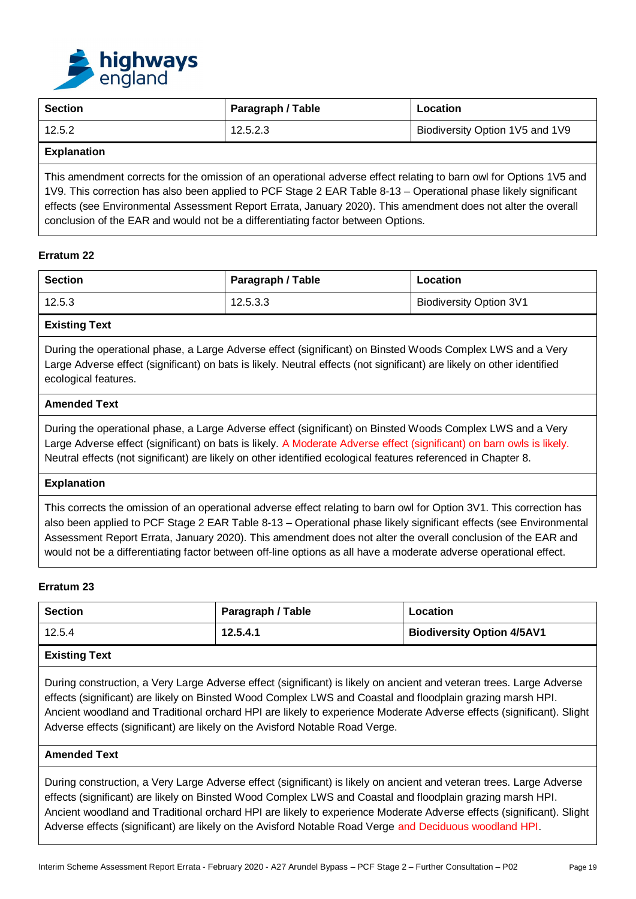| Section | Paragraph / Table | Location |
|---|---|---|
| 12.5.2 | 12.5.2.3 | Biodiversity Option 1V5 and 1V9 |

**Explanation**

This amendment corrects for the omission of an operational adverse effect relating to barn owl for Options 1V5 and 1V9. This correction has also been applied to PCF Stage 2 EAR Table 8-13 – Operational phase likely significant effects (see Environmental Assessment Report Errata, January 2020). This amendment does not alter the overall conclusion of the EAR and would not be a differentiating factor between Options.

**Erratum 22**

| Section | Paragraph / Table | Location |
|---|---|---|
| 12.5.3 | 12.5.3.3 | Biodiversity Option 3V1 |

**Existing Text**

During the operational phase, a Large Adverse effect (significant) on Binsted Woods Complex LWS and a Very Large Adverse effect (significant) on bats is likely. Neutral effects (not significant) are likely on other identified ecological features.

**Amended Text**

During the operational phase, a Large Adverse effect (significant) on Binsted Woods Complex LWS and a Very Large Adverse effect (significant) on bats is likely. A Moderate Adverse effect (significant) on barn owls is likely. Neutral effects (not significant) are likely on other identified ecological features referenced in Chapter 8.

**Explanation**

This corrects the omission of an operational adverse effect relating to barn owl for Option 3V1. This correction has also been applied to PCF Stage 2 EAR Table 8-13 – Operational phase likely significant effects (see Environmental Assessment Report Errata, January 2020). This amendment does not alter the overall conclusion of the EAR and would not be a differentiating factor between off-line options as all have a moderate adverse operational effect.

**Erratum 23**

| Section | Paragraph / Table | Location |
|---|---|---|
| 12.5.4 | **12.5.4.1** | **Biodiversity Option 4/5AV1** |

**Existing Text**

During construction, a Very Large Adverse effect (significant) is likely on ancient and veteran trees. Large Adverse effects (significant) are likely on Binsted Wood Complex LWS and Coastal and floodplain grazing marsh HPI. Ancient woodland and Traditional orchard HPI are likely to experience Moderate Adverse effects (significant). Slight Adverse effects (significant) are likely on the Avisford Notable Road Verge.

**Amended Text**

During construction, a Very Large Adverse effect (significant) is likely on ancient and veteran trees. Large Adverse effects (significant) are likely on Binsted Wood Complex LWS and Coastal and floodplain grazing marsh HPI. Ancient woodland and Traditional orchard HPI are likely to experience Moderate Adverse effects (significant). Slight Adverse effects (significant) are likely on the Avisford Notable Road Verge and Deciduous woodland HPI.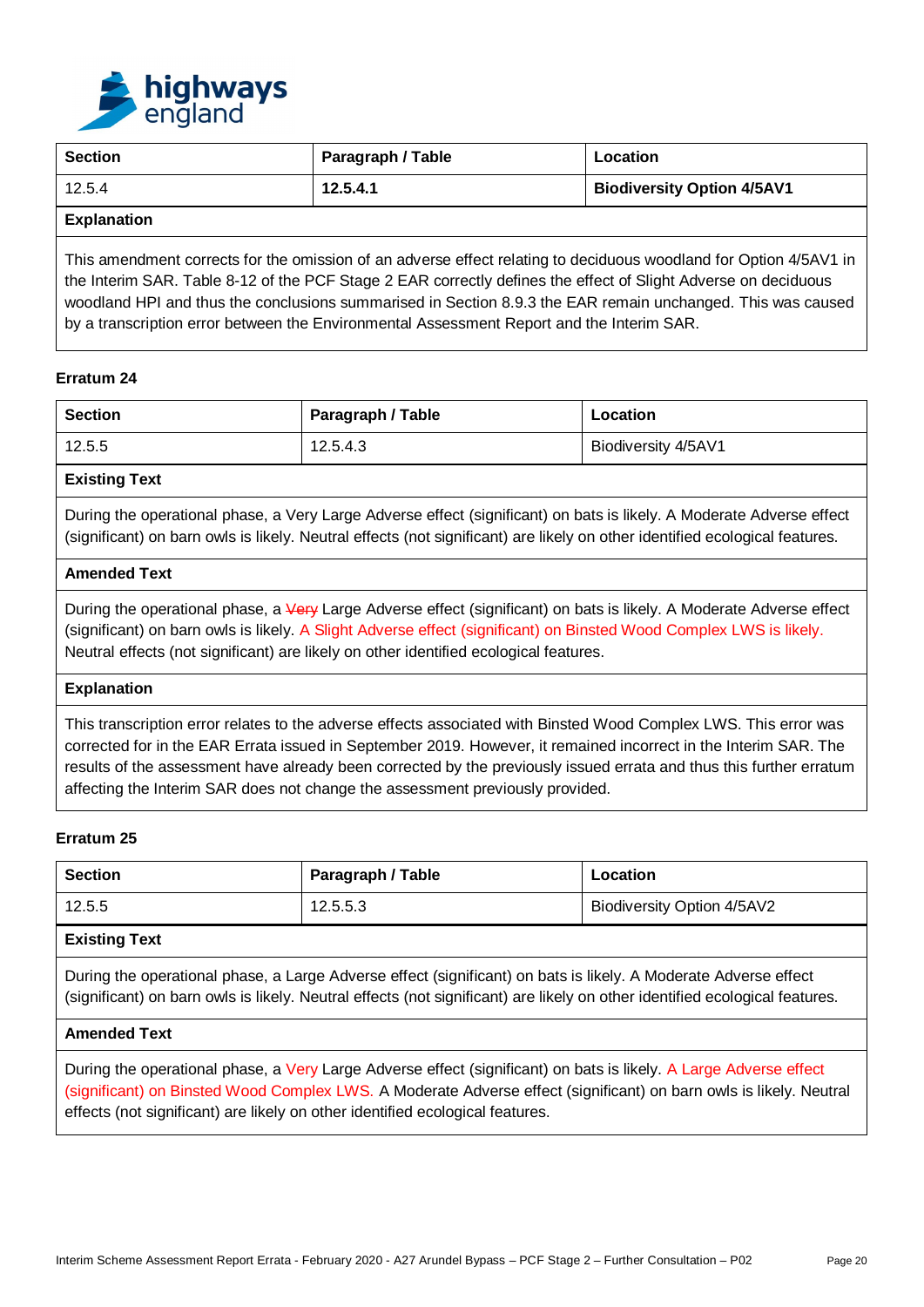| Section | Paragraph / Table | Location |
|---|---|---|
| 12.5.4 | **12.5.4.1** | **Biodiversity Option 4/5AV1** |

**Explanation**

This amendment corrects for the omission of an adverse effect relating to deciduous woodland for Option 4/5AV1 in the Interim SAR. Table 8-12 of the PCF Stage 2 EAR correctly defines the effect of Slight Adverse on deciduous woodland HPI and thus the conclusions summarised in Section 8.9.3 the EAR remain unchanged. This was caused by a transcription error between the Environmental Assessment Report and the Interim SAR.

### Erratum 24

| Section | Paragraph / Table | Location |
|---|---|---|
| 12.5.5 | 12.5.4.3 | Biodiversity 4/5AV1 |

**Existing Text**

During the operational phase, a Very Large Adverse effect (significant) on bats is likely. A Moderate Adverse effect (significant) on barn owls is likely. Neutral effects (not significant) are likely on other identified ecological features.

**Amended Text**

During the operational phase, a ~~Very~~ Large Adverse effect (significant) on bats is likely. A Moderate Adverse effect (significant) on barn owls is likely. A Slight Adverse effect (significant) on Binsted Wood Complex LWS is likely. Neutral effects (not significant) are likely on other identified ecological features.

**Explanation**

This transcription error relates to the adverse effects associated with Binsted Wood Complex LWS. This error was corrected for in the EAR Errata issued in September 2019. However, it remained incorrect in the Interim SAR. The results of the assessment have already been corrected by the previously issued errata and thus this further erratum affecting the Interim SAR does not change the assessment previously provided.

### Erratum 25

| Section | Paragraph / Table | Location |
|---|---|---|
| 12.5.5 | 12.5.5.3 | Biodiversity Option 4/5AV2 |

**Existing Text**

During the operational phase, a Large Adverse effect (significant) on bats is likely. A Moderate Adverse effect (significant) on barn owls is likely. Neutral effects (not significant) are likely on other identified ecological features.

**Amended Text**

During the operational phase, a Very Large Adverse effect (significant) on bats is likely. A Large Adverse effect (significant) on Binsted Wood Complex LWS. A Moderate Adverse effect (significant) on barn owls is likely. Neutral effects (not significant) are likely on other identified ecological features.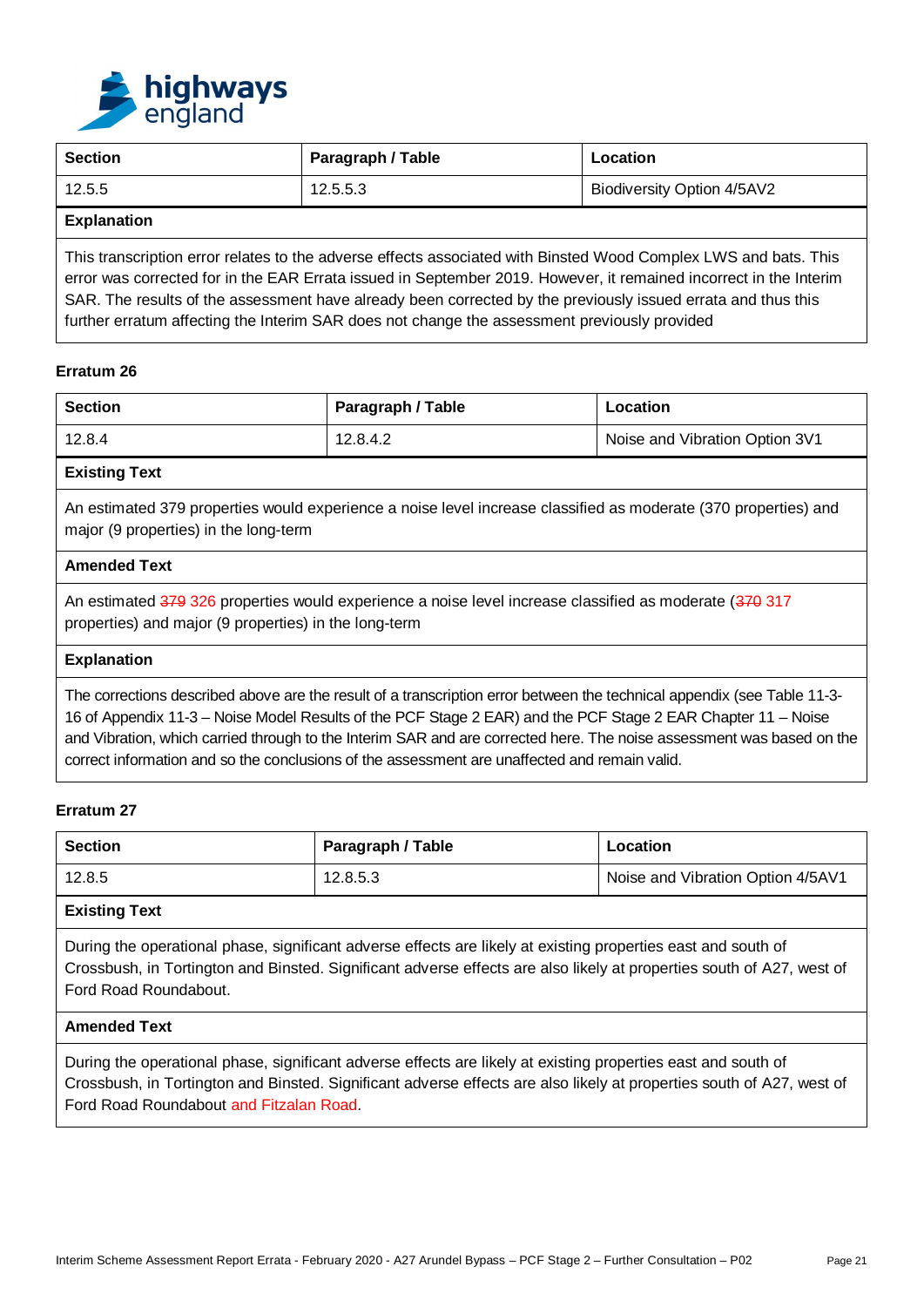| Section | Paragraph / Table | Location |
| --- | --- | --- |
| 12.5.5 | 12.5.5.3 | Biodiversity Option 4/5AV2 |

**Explanation**

This transcription error relates to the adverse effects associated with Binsted Wood Complex LWS and bats. This error was corrected for in the EAR Errata issued in September 2019. However, it remained incorrect in the Interim SAR. The results of the assessment have already been corrected by the previously issued errata and thus this further erratum affecting the Interim SAR does not change the assessment previously provided

**Erratum 26**

| Section | Paragraph / Table | Location |
| --- | --- | --- |
| 12.8.4 | 12.8.4.2 | Noise and Vibration Option 3V1 |

**Existing Text**

An estimated 379 properties would experience a noise level increase classified as moderate (370 properties) and major (9 properties) in the long-term

**Amended Text**

An estimated ~~379~~ 326 properties would experience a noise level increase classified as moderate (~~370~~ 317 properties) and major (9 properties) in the long-term

**Explanation**

The corrections described above are the result of a transcription error between the technical appendix (see Table 11-3-16 of Appendix 11-3 – Noise Model Results of the PCF Stage 2 EAR) and the PCF Stage 2 EAR Chapter 11 – Noise and Vibration, which carried through to the Interim SAR and are corrected here. The noise assessment was based on the correct information and so the conclusions of the assessment are unaffected and remain valid.

**Erratum 27**

| Section | Paragraph / Table | Location |
| --- | --- | --- |
| 12.8.5 | 12.8.5.3 | Noise and Vibration Option 4/5AV1 |

**Existing Text**

During the operational phase, significant adverse effects are likely at existing properties east and south of Crossbush, in Tortington and Binsted. Significant adverse effects are also likely at properties south of A27, west of Ford Road Roundabout.

**Amended Text**

During the operational phase, significant adverse effects are likely at existing properties east and south of Crossbush, in Tortington and Binsted. Significant adverse effects are also likely at properties south of A27, west of Ford Road Roundabout and Fitzalan Road.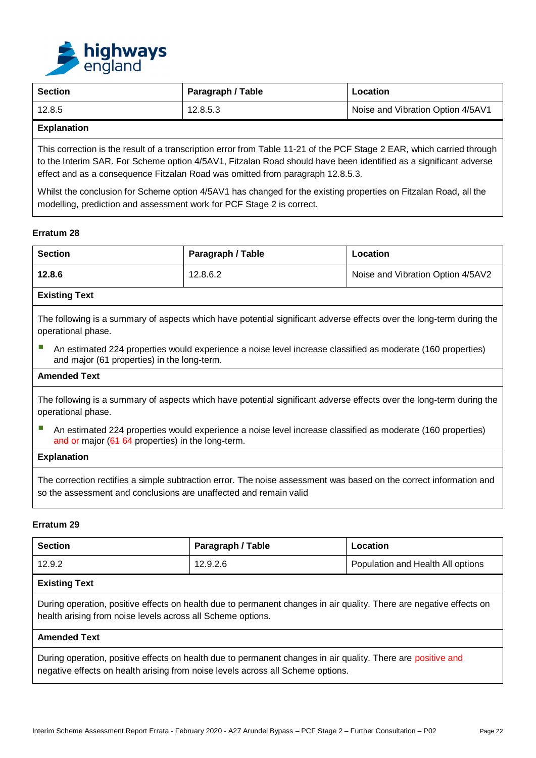| Section | Paragraph / Table | Location |
|---|---|---|
| 12.8.5 | 12.8.5.3 | Noise and Vibration Option 4/5AV1 |

**Explanation**

This correction is the result of a transcription error from Table 11-21 of the PCF Stage 2 EAR, which carried through to the Interim SAR. For Scheme option 4/5AV1, Fitzalan Road should have been identified as a significant adverse effect and as a consequence Fitzalan Road was omitted from paragraph 12.8.5.3.

Whilst the conclusion for Scheme option 4/5AV1 has changed for the existing properties on Fitzalan Road, all the modelling, prediction and assessment work for PCF Stage 2 is correct.

#### Erratum 28

| Section | Paragraph / Table | Location |
|---|---|---|
| **12.8.6** | 12.8.6.2 | Noise and Vibration Option 4/5AV2 |

**Existing Text**

The following is a summary of aspects which have potential significant adverse effects over the long-term during the operational phase.

- An estimated 224 properties would experience a noise level increase classified as moderate (160 properties) and major (61 properties) in the long-term.

**Amended Text**

The following is a summary of aspects which have potential significant adverse effects over the long-term during the operational phase.

- An estimated 224 properties would experience a noise level increase classified as moderate (160 properties) ~~and~~ or major (~~61~~ 64 properties) in the long-term.

**Explanation**

The correction rectifies a simple subtraction error. The noise assessment was based on the correct information and so the assessment and conclusions are unaffected and remain valid

#### Erratum 29

| Section | Paragraph / Table | Location |
|---|---|---|
| 12.9.2 | 12.9.2.6 | Population and Health All options |

**Existing Text**

During operation, positive effects on health due to permanent changes in air quality. There are negative effects on health arising from noise levels across all Scheme options.

**Amended Text**

During operation, positive effects on health due to permanent changes in air quality. There are positive and negative effects on health arising from noise levels across all Scheme options.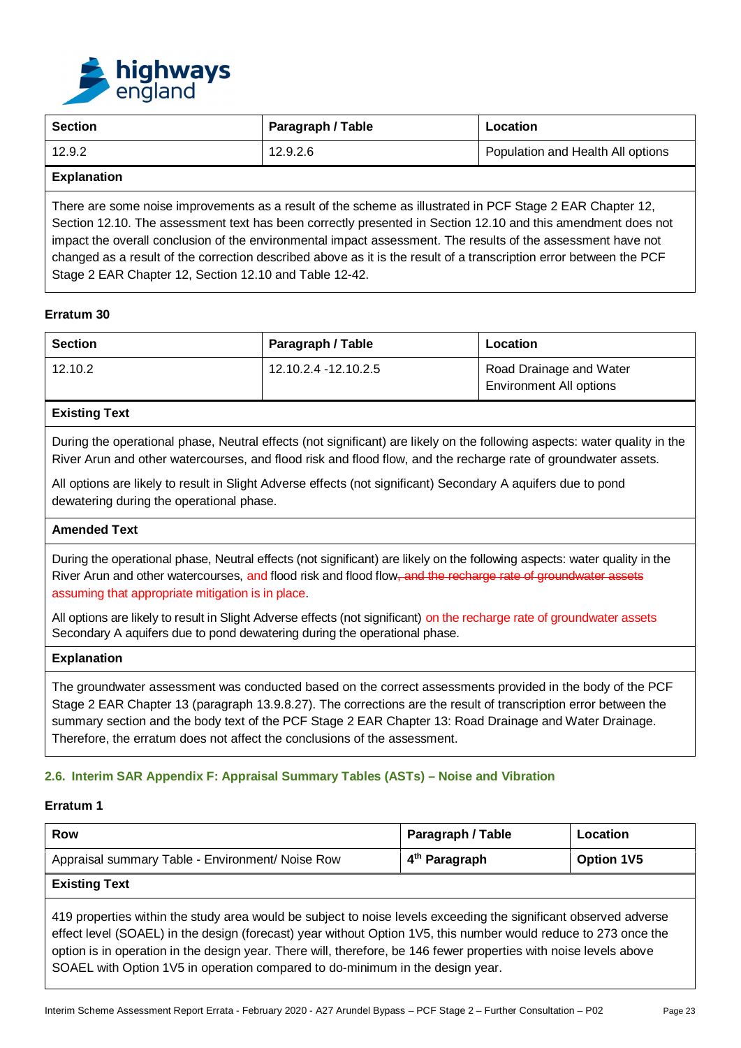| Section | Paragraph / Table | Location |
|---|---|---|
| 12.9.2 | 12.9.2.6 | Population and Health All options |

**Explanation**

There are some noise improvements as a result of the scheme as illustrated in PCF Stage 2 EAR Chapter 12, Section 12.10. The assessment text has been correctly presented in Section 12.10 and this amendment does not impact the overall conclusion of the environmental impact assessment. The results of the assessment have not changed as a result of the correction described above as it is the result of a transcription error between the PCF Stage 2 EAR Chapter 12, Section 12.10 and Table 12-42.

**Erratum 30**

| Section | Paragraph / Table | Location |
|---|---|---|
| 12.10.2 | 12.10.2.4 -12.10.2.5 | Road Drainage and Water Environment All options |

**Existing Text**

During the operational phase, Neutral effects (not significant) are likely on the following aspects: water quality in the River Arun and other watercourses, and flood risk and flood flow, and the recharge rate of groundwater assets.

All options are likely to result in Slight Adverse effects (not significant) Secondary A aquifers due to pond dewatering during the operational phase.

**Amended Text**

During the operational phase, Neutral effects (not significant) are likely on the following aspects: water quality in the River Arun and other watercourses, and flood risk and flood flow~~, and the recharge rate of groundwater assets~~ assuming that appropriate mitigation is in place.

All options are likely to result in Slight Adverse effects (not significant) on the recharge rate of groundwater assets Secondary A aquifers due to pond dewatering during the operational phase.

**Explanation**

The groundwater assessment was conducted based on the correct assessments provided in the body of the PCF Stage 2 EAR Chapter 13 (paragraph 13.9.8.27). The corrections are the result of transcription error between the summary section and the body text of the PCF Stage 2 EAR Chapter 13: Road Drainage and Water Drainage. Therefore, the erratum does not affect the conclusions of the assessment.

## 2.6. Interim SAR Appendix F: Appraisal Summary Tables (ASTs) – Noise and Vibration

**Erratum 1**

| Row | Paragraph / Table | Location |
|---|---|---|
| Appraisal summary Table - Environment/ Noise Row | **4th Paragraph** | **Option 1V5** |

**Existing Text**

419 properties within the study area would be subject to noise levels exceeding the significant observed adverse effect level (SOAEL) in the design (forecast) year without Option 1V5, this number would reduce to 273 once the option is in operation in the design year. There will, therefore, be 146 fewer properties with noise levels above SOAEL with Option 1V5 in operation compared to do-minimum in the design year.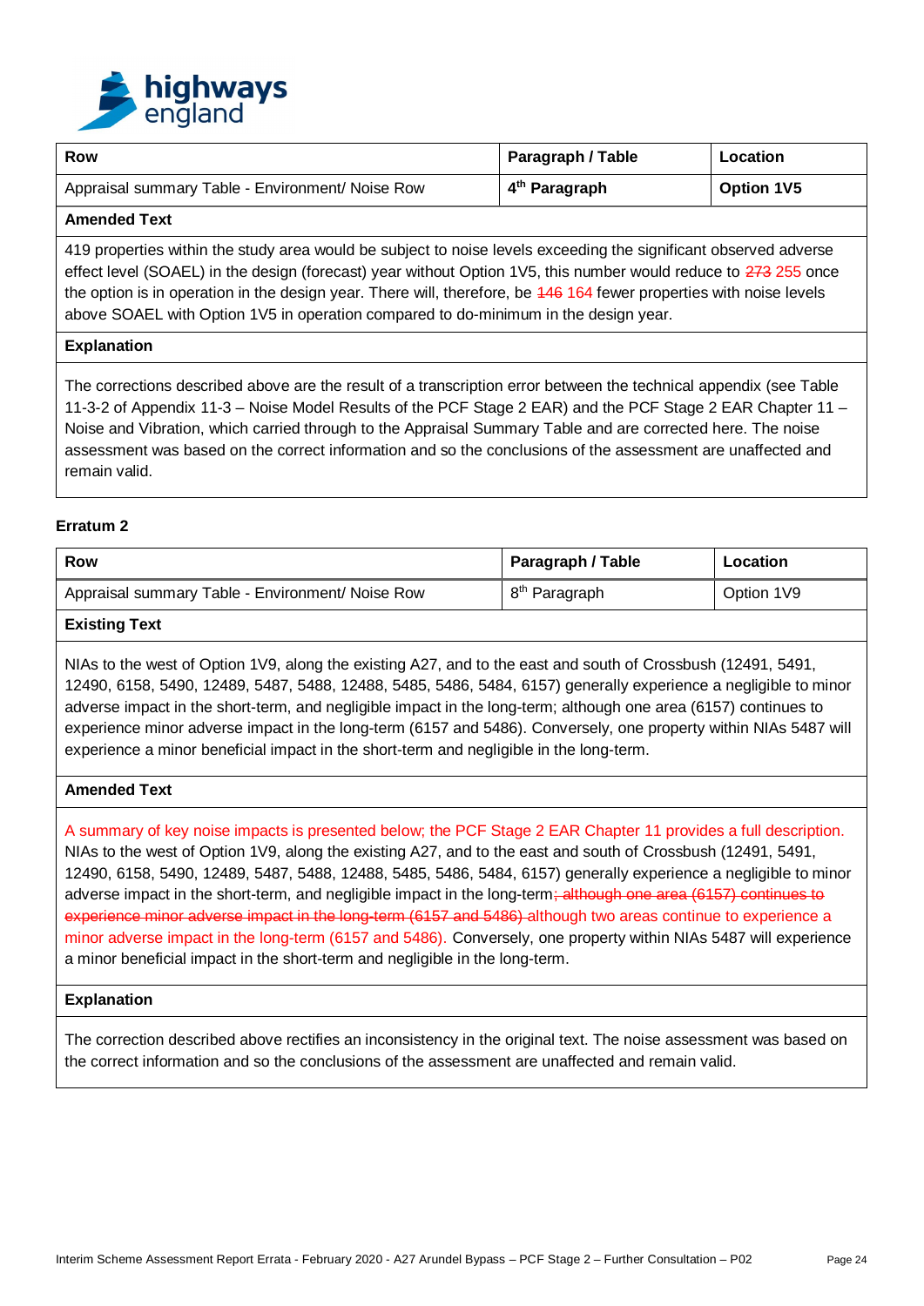| Row | Paragraph / Table | Location |
| --- | --- | --- |
| Appraisal summary Table - Environment/ Noise Row | **4th Paragraph** | **Option 1V5** |

**Amended Text**

419 properties within the study area would be subject to noise levels exceeding the significant observed adverse effect level (SOAEL) in the design (forecast) year without Option 1V5, this number would reduce to ~~273~~ 255 once the option is in operation in the design year. There will, therefore, be ~~146~~ 164 fewer properties with noise levels above SOAEL with Option 1V5 in operation compared to do-minimum in the design year.

**Explanation**

The corrections described above are the result of a transcription error between the technical appendix (see Table 11-3-2 of Appendix 11-3 – Noise Model Results of the PCF Stage 2 EAR) and the PCF Stage 2 EAR Chapter 11 – Noise and Vibration, which carried through to the Appraisal Summary Table and are corrected here. The noise assessment was based on the correct information and so the conclusions of the assessment are unaffected and remain valid.

**Erratum 2**

| Row | Paragraph / Table | Location |
| --- | --- | --- |
| Appraisal summary Table - Environment/ Noise Row | 8th Paragraph | Option 1V9 |

**Existing Text**

NIAs to the west of Option 1V9, along the existing A27, and to the east and south of Crossbush (12491, 5491, 12490, 6158, 5490, 12489, 5487, 5488, 12488, 5485, 5486, 5484, 6157) generally experience a negligible to minor adverse impact in the short-term, and negligible impact in the long-term; although one area (6157) continues to experience minor adverse impact in the long-term (6157 and 5486). Conversely, one property within NIAs 5487 will experience a minor beneficial impact in the short-term and negligible in the long-term.

**Amended Text**

A summary of key noise impacts is presented below; the PCF Stage 2 EAR Chapter 11 provides a full description. NIAs to the west of Option 1V9, along the existing A27, and to the east and south of Crossbush (12491, 5491, 12490, 6158, 5490, 12489, 5487, 5488, 12488, 5485, 5486, 5484, 6157) generally experience a negligible to minor adverse impact in the short-term, and negligible impact in the long-term~~; although one area (6157) continues to experience minor adverse impact in the long-term (6157 and 5486)~~ although two areas continue to experience a minor adverse impact in the long-term (6157 and 5486). Conversely, one property within NIAs 5487 will experience a minor beneficial impact in the short-term and negligible in the long-term.

**Explanation**

The correction described above rectifies an inconsistency in the original text. The noise assessment was based on the correct information and so the conclusions of the assessment are unaffected and remain valid.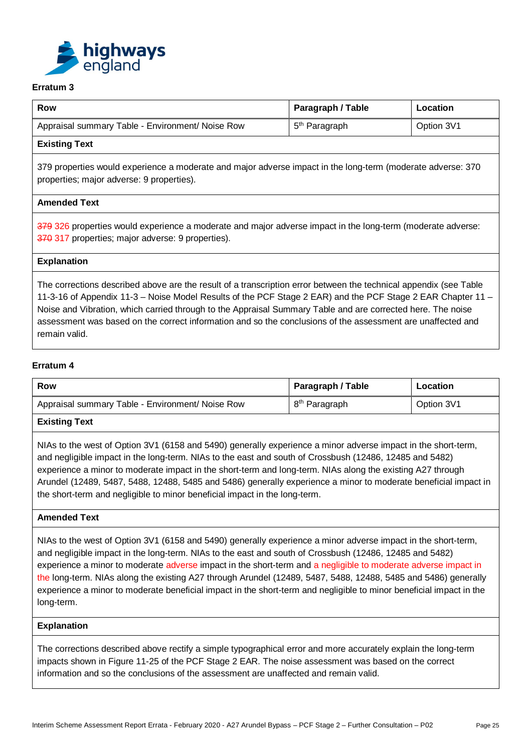## Erratum 3

| Row | Paragraph / Table | Location |
|---|---|---|
| Appraisal summary Table - Environment/ Noise Row | 5th Paragraph | Option 3V1 |

**Existing Text**

379 properties would experience a moderate and major adverse impact in the long-term (moderate adverse: 370 properties; major adverse: 9 properties).

**Amended Text**

~~379~~ 326 properties would experience a moderate and major adverse impact in the long-term (moderate adverse: ~~370~~ 317 properties; major adverse: 9 properties).

**Explanation**

The corrections described above are the result of a transcription error between the technical appendix (see Table 11-3-16 of Appendix 11-3 – Noise Model Results of the PCF Stage 2 EAR) and the PCF Stage 2 EAR Chapter 11 – Noise and Vibration, which carried through to the Appraisal Summary Table and are corrected here. The noise assessment was based on the correct information and so the conclusions of the assessment are unaffected and remain valid.

## Erratum 4

| Row | Paragraph / Table | Location |
|---|---|---|
| Appraisal summary Table - Environment/ Noise Row | 8th Paragraph | Option 3V1 |

**Existing Text**

NIAs to the west of Option 3V1 (6158 and 5490) generally experience a minor adverse impact in the short-term, and negligible impact in the long-term. NIAs to the east and south of Crossbush (12486, 12485 and 5482) experience a minor to moderate impact in the short-term and long-term. NIAs along the existing A27 through Arundel (12489, 5487, 5488, 12488, 5485 and 5486) generally experience a minor to moderate beneficial impact in the short-term and negligible to minor beneficial impact in the long-term.

**Amended Text**

NIAs to the west of Option 3V1 (6158 and 5490) generally experience a minor adverse impact in the short-term, and negligible impact in the long-term. NIAs to the east and south of Crossbush (12486, 12485 and 5482) experience a minor to moderate adverse impact in the short-term and a negligible to moderate adverse impact in the long-term. NIAs along the existing A27 through Arundel (12489, 5487, 5488, 12488, 5485 and 5486) generally experience a minor to moderate beneficial impact in the short-term and negligible to minor beneficial impact in the long-term.

**Explanation**

The corrections described above rectify a simple typographical error and more accurately explain the long-term impacts shown in Figure 11-25 of the PCF Stage 2 EAR. The noise assessment was based on the correct information and so the conclusions of the assessment are unaffected and remain valid.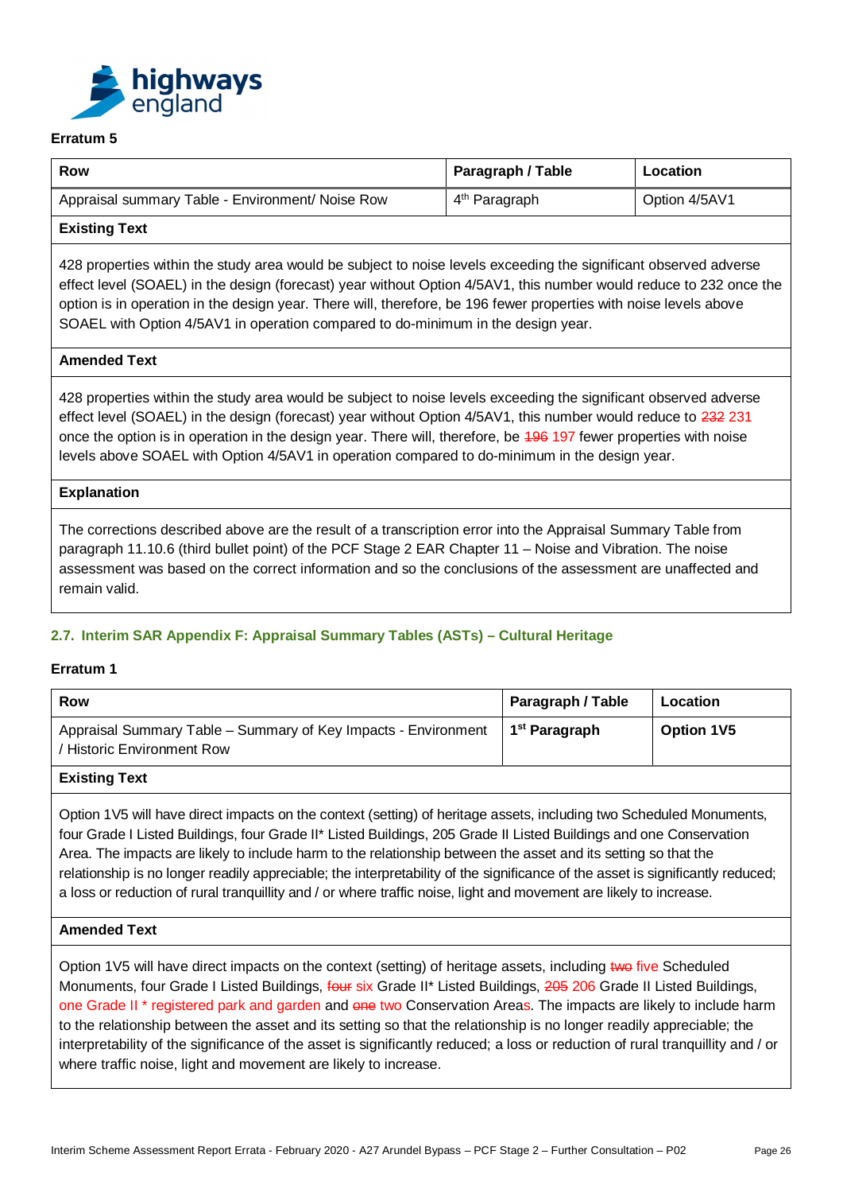**Erratum 5**

| Row | Paragraph / Table | Location |
|---|---|---|
| Appraisal summary Table - Environment/ Noise Row | 4th Paragraph | Option 4/5AV1 |

**Existing Text**

428 properties within the study area would be subject to noise levels exceeding the significant observed adverse effect level (SOAEL) in the design (forecast) year without Option 4/5AV1, this number would reduce to 232 once the option is in operation in the design year. There will, therefore, be 196 fewer properties with noise levels above SOAEL with Option 4/5AV1 in operation compared to do-minimum in the design year.

**Amended Text**

428 properties within the study area would be subject to noise levels exceeding the significant observed adverse effect level (SOAEL) in the design (forecast) year without Option 4/5AV1, this number would reduce to ~~232~~ 231 once the option is in operation in the design year. There will, therefore, be ~~196~~ 197 fewer properties with noise levels above SOAEL with Option 4/5AV1 in operation compared to do-minimum in the design year.

**Explanation**

The corrections described above are the result of a transcription error into the Appraisal Summary Table from paragraph 11.10.6 (third bullet point) of the PCF Stage 2 EAR Chapter 11 – Noise and Vibration. The noise assessment was based on the correct information and so the conclusions of the assessment are unaffected and remain valid.

## 2.7. Interim SAR Appendix F: Appraisal Summary Tables (ASTs) – Cultural Heritage

**Erratum 1**

| Row | Paragraph / Table | Location |
|---|---|---|
| Appraisal Summary Table – Summary of Key Impacts - Environment / Historic Environment Row | **1st Paragraph** | **Option 1V5** |

**Existing Text**

Option 1V5 will have direct impacts on the context (setting) of heritage assets, including two Scheduled Monuments, four Grade I Listed Buildings, four Grade II* Listed Buildings, 205 Grade II Listed Buildings and one Conservation Area. The impacts are likely to include harm to the relationship between the asset and its setting so that the relationship is no longer readily appreciable; the interpretability of the significance of the asset is significantly reduced; a loss or reduction of rural tranquillity and / or where traffic noise, light and movement are likely to increase.

**Amended Text**

Option 1V5 will have direct impacts on the context (setting) of heritage assets, including ~~two~~ five Scheduled Monuments, four Grade I Listed Buildings, ~~four~~ six Grade II* Listed Buildings, ~~205~~ 206 Grade II Listed Buildings, one Grade II * registered park and garden and ~~one~~ two Conservation Areas. The impacts are likely to include harm to the relationship between the asset and its setting so that the relationship is no longer readily appreciable; the interpretability of the significance of the asset is significantly reduced; a loss or reduction of rural tranquillity and / or where traffic noise, light and movement are likely to increase.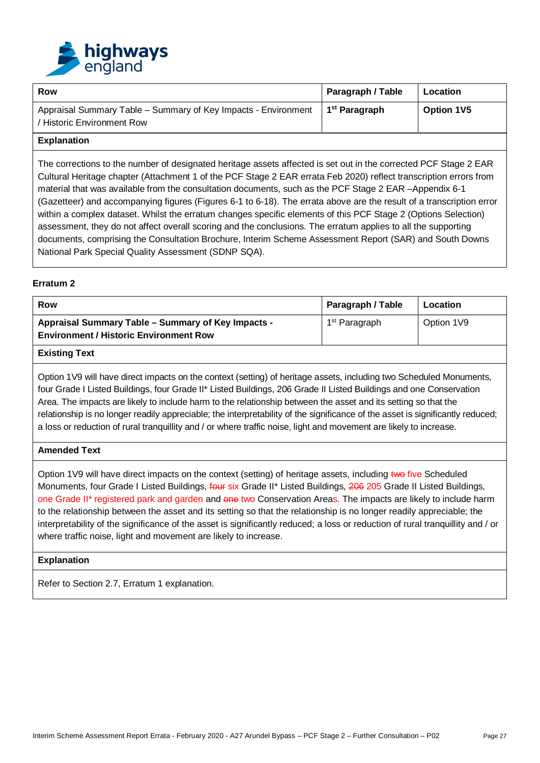| Row | Paragraph / Table | Location |
|---|---|---|
| Appraisal Summary Table – Summary of Key Impacts - Environment / Historic Environment Row | **1st Paragraph** | **Option 1V5** |

**Explanation**

The corrections to the number of designated heritage assets affected is set out in the corrected PCF Stage 2 EAR Cultural Heritage chapter (Attachment 1 of the PCF Stage 2 EAR errata Feb 2020) reflect transcription errors from material that was available from the consultation documents, such as the PCF Stage 2 EAR –Appendix 6-1 (Gazetteer) and accompanying figures (Figures 6-1 to 6-18). The errata above are the result of a transcription error within a complex dataset. Whilst the erratum changes specific elements of this PCF Stage 2 (Options Selection) assessment, they do not affect overall scoring and the conclusions. The erratum applies to all the supporting documents, comprising the Consultation Brochure, Interim Scheme Assessment Report (SAR) and South Downs National Park Special Quality Assessment (SDNP SQA).

**Erratum 2**

| Row | Paragraph / Table | Location |
|---|---|---|
| **Appraisal Summary Table – Summary of Key Impacts - Environment / Historic Environment Row** | 1st Paragraph | Option 1V9 |

**Existing Text**

Option 1V9 will have direct impacts on the context (setting) of heritage assets, including two Scheduled Monuments, four Grade I Listed Buildings, four Grade II* Listed Buildings, 206 Grade II Listed Buildings and one Conservation Area. The impacts are likely to include harm to the relationship between the asset and its setting so that the relationship is no longer readily appreciable; the interpretability of the significance of the asset is significantly reduced; a loss or reduction of rural tranquillity and / or where traffic noise, light and movement are likely to increase.

**Amended Text**

Option 1V9 will have direct impacts on the context (setting) of heritage assets, including ~~two~~ five Scheduled Monuments, four Grade I Listed Buildings, ~~four~~ six Grade II* Listed Buildings, ~~206~~ 205 Grade II Listed Buildings, one Grade II* registered park and garden and ~~one~~ two Conservation Areas. The impacts are likely to include harm to the relationship between the asset and its setting so that the relationship is no longer readily appreciable; the interpretability of the significance of the asset is significantly reduced; a loss or reduction of rural tranquillity and / or where traffic noise, light and movement are likely to increase.

**Explanation**

Refer to Section 2.7, Erratum 1 explanation.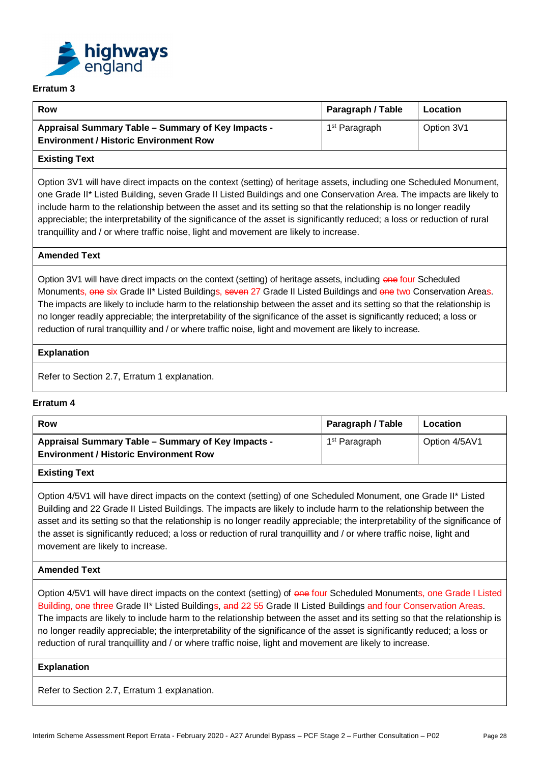**Erratum 3**

| Row | Paragraph / Table | Location |
|---|---|---|
| **Appraisal Summary Table – Summary of Key Impacts - Environment / Historic Environment Row** | 1st Paragraph | Option 3V1 |

**Existing Text**

Option 3V1 will have direct impacts on the context (setting) of heritage assets, including one Scheduled Monument, one Grade II* Listed Building, seven Grade II Listed Buildings and one Conservation Area. The impacts are likely to include harm to the relationship between the asset and its setting so that the relationship is no longer readily appreciable; the interpretability of the significance of the asset is significantly reduced; a loss or reduction of rural tranquillity and / or where traffic noise, light and movement are likely to increase.

**Amended Text**

Option 3V1 will have direct impacts on the context (setting) of heritage assets, including ~~one~~ four Scheduled Monuments, ~~one~~ six Grade II* Listed Buildings, ~~seven~~ 27 Grade II Listed Buildings and ~~one~~ two Conservation Areas. The impacts are likely to include harm to the relationship between the asset and its setting so that the relationship is no longer readily appreciable; the interpretability of the significance of the asset is significantly reduced; a loss or reduction of rural tranquillity and / or where traffic noise, light and movement are likely to increase.

**Explanation**

Refer to Section 2.7, Erratum 1 explanation.

**Erratum 4**

| Row | Paragraph / Table | Location |
|---|---|---|
| **Appraisal Summary Table – Summary of Key Impacts - Environment / Historic Environment Row** | 1st Paragraph | Option 4/5AV1 |

**Existing Text**

Option 4/5V1 will have direct impacts on the context (setting) of one Scheduled Monument, one Grade II* Listed Building and 22 Grade II Listed Buildings. The impacts are likely to include harm to the relationship between the asset and its setting so that the relationship is no longer readily appreciable; the interpretability of the significance of the asset is significantly reduced; a loss or reduction of rural tranquillity and / or where traffic noise, light and movement are likely to increase.

**Amended Text**

Option 4/5V1 will have direct impacts on the context (setting) of ~~one~~ four Scheduled Monuments, one Grade I Listed Building, ~~one~~ three Grade II* Listed Buildings, ~~and~~ ~~22~~ 55 Grade II Listed Buildings and four Conservation Areas. The impacts are likely to include harm to the relationship between the asset and its setting so that the relationship is no longer readily appreciable; the interpretability of the significance of the asset is significantly reduced; a loss or reduction of rural tranquillity and / or where traffic noise, light and movement are likely to increase.

**Explanation**

Refer to Section 2.7, Erratum 1 explanation.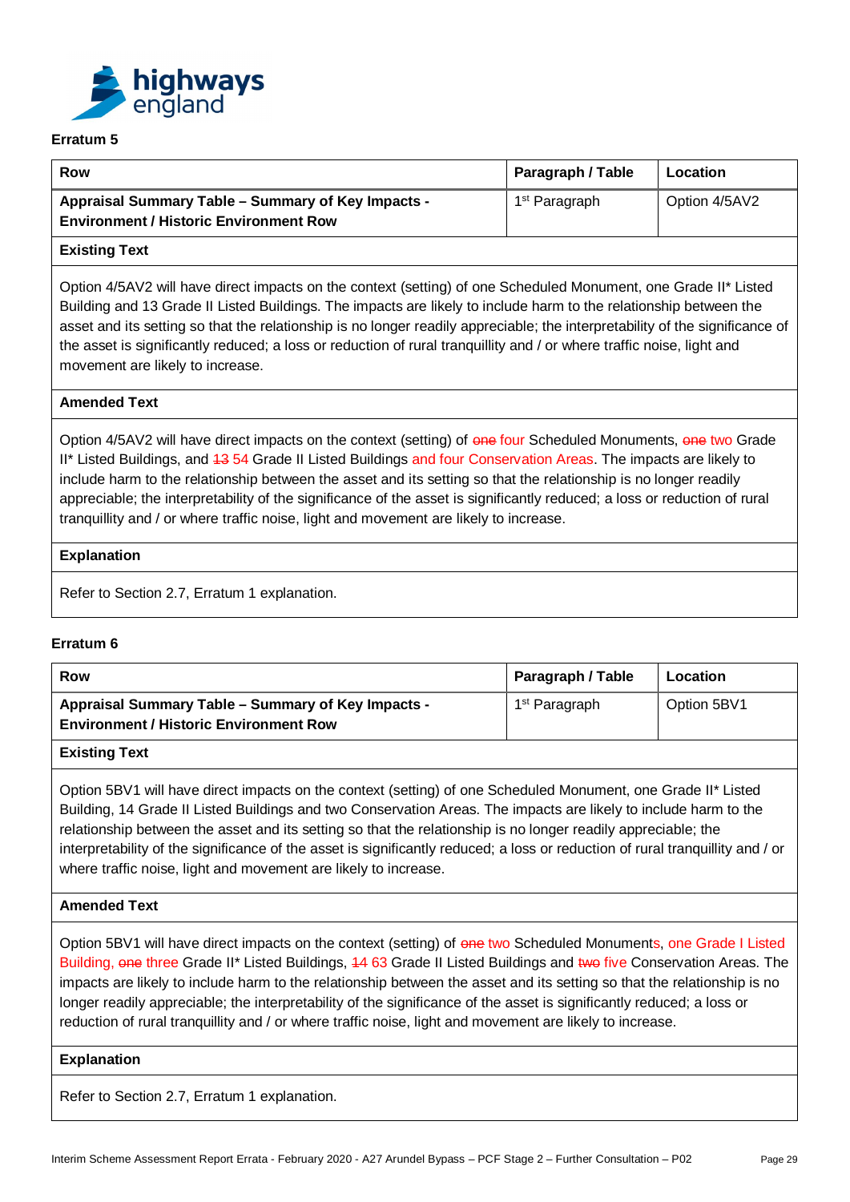### Erratum 5

| Row | Paragraph / Table | Location |
|---|---|---|
| **Appraisal Summary Table – Summary of Key Impacts - Environment / Historic Environment Row** | 1st Paragraph | Option 4/5AV2 |

**Existing Text**

Option 4/5AV2 will have direct impacts on the context (setting) of one Scheduled Monument, one Grade II* Listed Building and 13 Grade II Listed Buildings. The impacts are likely to include harm to the relationship between the asset and its setting so that the relationship is no longer readily appreciable; the interpretability of the significance of the asset is significantly reduced; a loss or reduction of rural tranquillity and / or where traffic noise, light and movement are likely to increase.

**Amended Text**

Option 4/5AV2 will have direct impacts on the context (setting) of ~~one~~ four Scheduled Monuments, ~~one~~ two Grade II* Listed Buildings, and ~~13~~ 54 Grade II Listed Buildings and four Conservation Areas. The impacts are likely to include harm to the relationship between the asset and its setting so that the relationship is no longer readily appreciable; the interpretability of the significance of the asset is significantly reduced; a loss or reduction of rural tranquillity and / or where traffic noise, light and movement are likely to increase.

**Explanation**

Refer to Section 2.7, Erratum 1 explanation.

### Erratum 6

| Row | Paragraph / Table | Location |
|---|---|---|
| **Appraisal Summary Table – Summary of Key Impacts - Environment / Historic Environment Row** | 1st Paragraph | Option 5BV1 |

**Existing Text**

Option 5BV1 will have direct impacts on the context (setting) of one Scheduled Monument, one Grade II* Listed Building, 14 Grade II Listed Buildings and two Conservation Areas. The impacts are likely to include harm to the relationship between the asset and its setting so that the relationship is no longer readily appreciable; the interpretability of the significance of the asset is significantly reduced; a loss or reduction of rural tranquillity and / or where traffic noise, light and movement are likely to increase.

**Amended Text**

Option 5BV1 will have direct impacts on the context (setting) of ~~one~~ two Scheduled Monuments, one Grade I Listed Building, ~~one~~ three Grade II* Listed Buildings, ~~14~~ 63 Grade II Listed Buildings and ~~two~~ five Conservation Areas. The impacts are likely to include harm to the relationship between the asset and its setting so that the relationship is no longer readily appreciable; the interpretability of the significance of the asset is significantly reduced; a loss or reduction of rural tranquillity and / or where traffic noise, light and movement are likely to increase.

**Explanation**

Refer to Section 2.7, Erratum 1 explanation.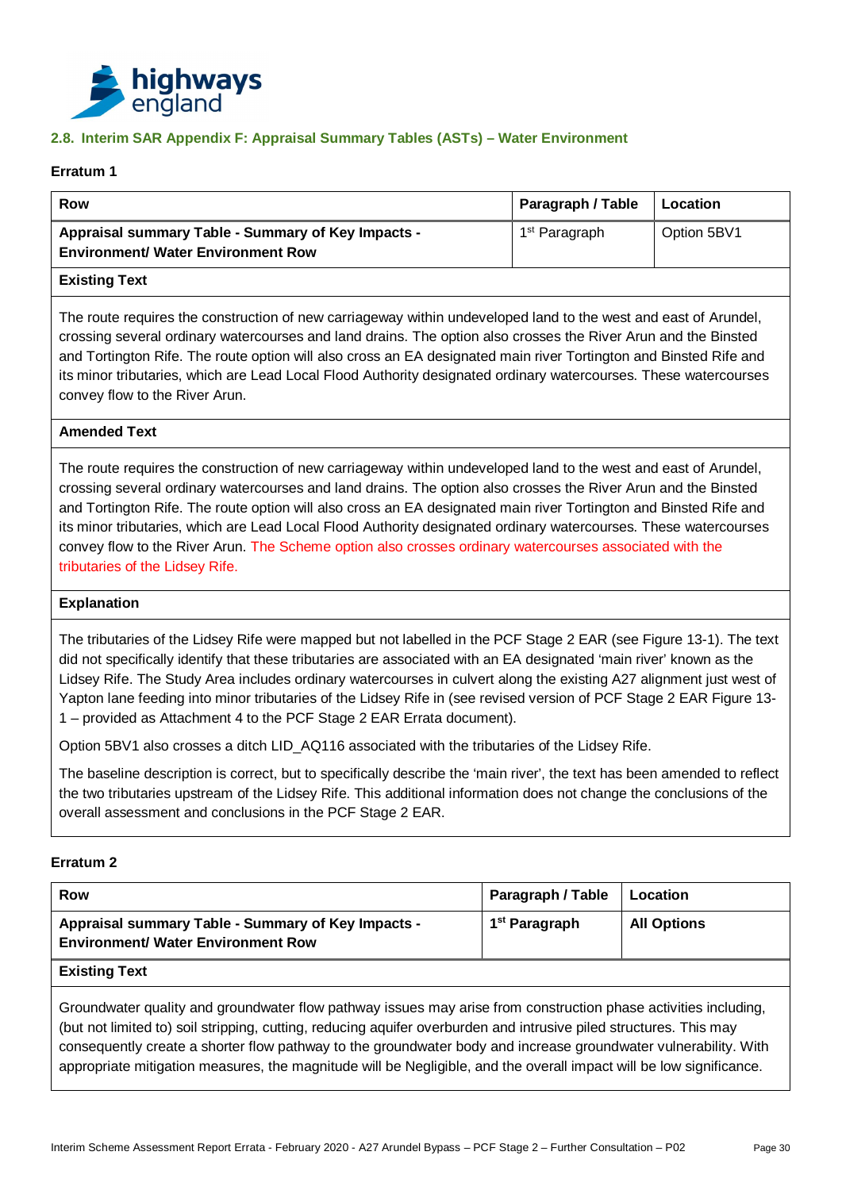## 2.8. Interim SAR Appendix F: Appraisal Summary Tables (ASTs) – Water Environment

### Erratum 1

| Row | Paragraph / Table | Location |
|---|---|---|
| **Appraisal summary Table - Summary of Key Impacts - Environment/ Water Environment Row** | 1st Paragraph | Option 5BV1 |

**Existing Text**

The route requires the construction of new carriageway within undeveloped land to the west and east of Arundel, crossing several ordinary watercourses and land drains. The option also crosses the River Arun and the Binsted and Tortington Rife. The route option will also cross an EA designated main river Tortington and Binsted Rife and its minor tributaries, which are Lead Local Flood Authority designated ordinary watercourses. These watercourses convey flow to the River Arun.

**Amended Text**

The route requires the construction of new carriageway within undeveloped land to the west and east of Arundel, crossing several ordinary watercourses and land drains. The option also crosses the River Arun and the Binsted and Tortington Rife. The route option will also cross an EA designated main river Tortington and Binsted Rife and its minor tributaries, which are Lead Local Flood Authority designated ordinary watercourses. These watercourses convey flow to the River Arun. The Scheme option also crosses ordinary watercourses associated with the tributaries of the Lidsey Rife.

**Explanation**

The tributaries of the Lidsey Rife were mapped but not labelled in the PCF Stage 2 EAR (see Figure 13-1). The text did not specifically identify that these tributaries are associated with an EA designated 'main river' known as the Lidsey Rife. The Study Area includes ordinary watercourses in culvert along the existing A27 alignment just west of Yapton lane feeding into minor tributaries of the Lidsey Rife in (see revised version of PCF Stage 2 EAR Figure 13-1 – provided as Attachment 4 to the PCF Stage 2 EAR Errata document).

Option 5BV1 also crosses a ditch LID_AQ116 associated with the tributaries of the Lidsey Rife.

The baseline description is correct, but to specifically describe the 'main river', the text has been amended to reflect the two tributaries upstream of the Lidsey Rife. This additional information does not change the conclusions of the overall assessment and conclusions in the PCF Stage 2 EAR.

### Erratum 2

| Row | Paragraph / Table | Location |
|---|---|---|
| **Appraisal summary Table - Summary of Key Impacts - Environment/ Water Environment Row** | **1st Paragraph** | **All Options** |

**Existing Text**

Groundwater quality and groundwater flow pathway issues may arise from construction phase activities including, (but not limited to) soil stripping, cutting, reducing aquifer overburden and intrusive piled structures. This may consequently create a shorter flow pathway to the groundwater body and increase groundwater vulnerability. With appropriate mitigation measures, the magnitude will be Negligible, and the overall impact will be low significance.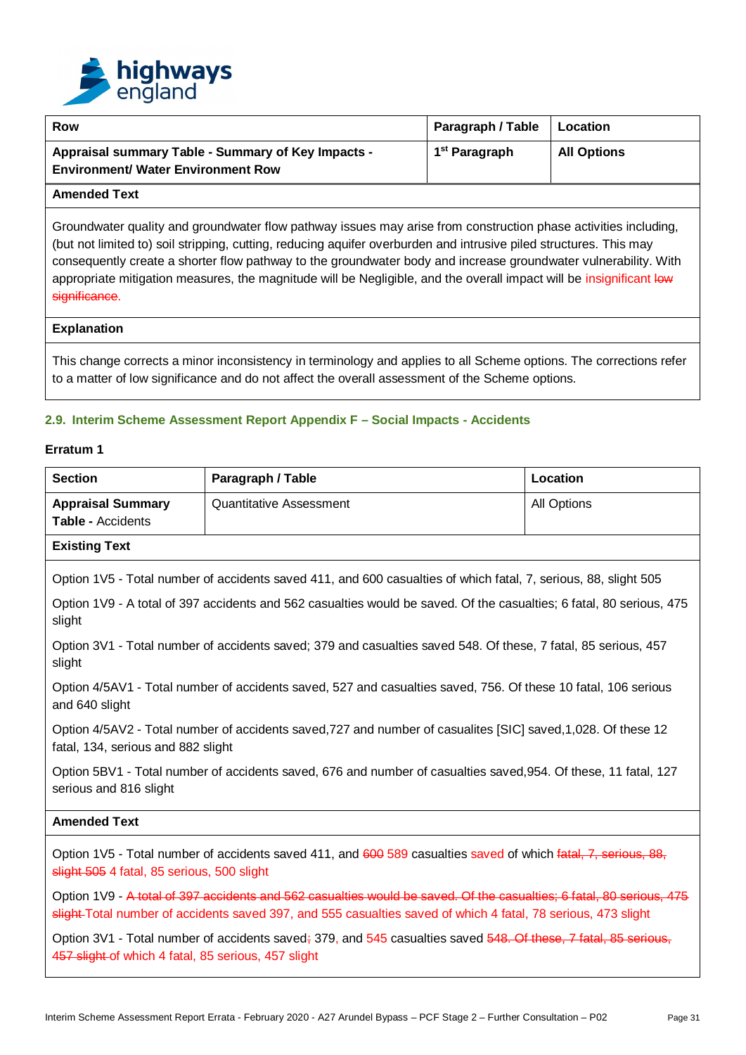| Row | Paragraph / Table | Location |
|---|---|---|
| **Appraisal summary Table - Summary of Key Impacts - Environment/ Water Environment Row** | **1st Paragraph** | **All Options** |

**Amended Text**

Groundwater quality and groundwater flow pathway issues may arise from construction phase activities including, (but not limited to) soil stripping, cutting, reducing aquifer overburden and intrusive piled structures. This may consequently create a shorter flow pathway to the groundwater body and increase groundwater vulnerability. With appropriate mitigation measures, the magnitude will be Negligible, and the overall impact will be insignificant ~~low significance~~.

**Explanation**

This change corrects a minor inconsistency in terminology and applies to all Scheme options. The corrections refer to a matter of low significance and do not affect the overall assessment of the Scheme options.

### 2.9. Interim Scheme Assessment Report Appendix F – Social Impacts - Accidents

#### Erratum 1

| Section | Paragraph / Table | Location |
|---|---|---|
| **Appraisal Summary Table -** Accidents | Quantitative Assessment | All Options |

**Existing Text**

Option 1V5 - Total number of accidents saved 411, and 600 casualties of which fatal, 7, serious, 88, slight 505

Option 1V9 - A total of 397 accidents and 562 casualties would be saved. Of the casualties; 6 fatal, 80 serious, 475 slight

Option 3V1 - Total number of accidents saved; 379 and casualties saved 548. Of these, 7 fatal, 85 serious, 457 slight

Option 4/5AV1 - Total number of accidents saved, 527 and casualties saved, 756. Of these 10 fatal, 106 serious and 640 slight

Option 4/5AV2 - Total number of accidents saved,727 and number of casualites [SIC] saved,1,028. Of these 12 fatal, 134, serious and 882 slight

Option 5BV1 - Total number of accidents saved, 676 and number of casualties saved,954. Of these, 11 fatal, 127 serious and 816 slight

**Amended Text**

Option 1V5 - Total number of accidents saved 411, and ~~600~~ 589 casualties saved of which ~~fatal, 7, serious, 88, slight 505~~ 4 fatal, 85 serious, 500 slight

Option 1V9 - ~~A total of 397 accidents and 562 casualties would be saved. Of the casualties; 6 fatal, 80 serious, 475 slight~~ Total number of accidents saved 397, and 555 casualties saved of which 4 fatal, 78 serious, 473 slight

Option 3V1 - Total number of accidents saved~~;~~ 379, and 545 casualties saved ~~548. Of these, 7 fatal, 85 serious, 457 slight~~ of which 4 fatal, 85 serious, 457 slight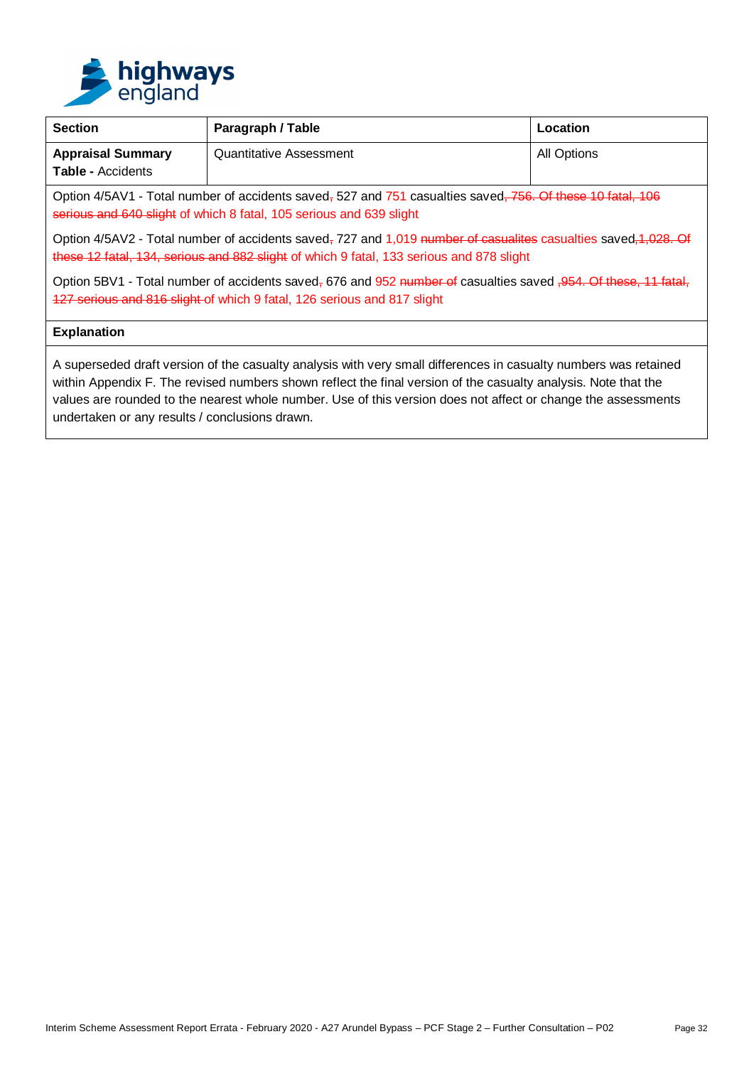| Section | Paragraph / Table | Location |
|---|---|---|
| **Appraisal Summary Table -** Accidents | Quantitative Assessment | All Options |

Option 4/5AV1 - Total number of accidents saved~~,~~ 527 and 751 casualties saved~~, 756. Of these 10 fatal, 106 serious and 640 slight~~ of which 8 fatal, 105 serious and 639 slight

Option 4/5AV2 - Total number of accidents saved~~,~~ 727 and 1,019 ~~number of casualites~~ casualties saved~~,1,028. Of these 12 fatal, 134, serious and 882 slight~~ of which 9 fatal, 133 serious and 878 slight

Option 5BV1 - Total number of accidents saved~~,~~ 676 and 952 ~~number of~~ casualties saved ~~,954. Of these, 11 fatal, 127 serious and 816 slight~~ of which 9 fatal, 126 serious and 817 slight

**Explanation**

A superseded draft version of the casualty analysis with very small differences in casualty numbers was retained within Appendix F. The revised numbers shown reflect the final version of the casualty analysis. Note that the values are rounded to the nearest whole number. Use of this version does not affect or change the assessments undertaken or any results / conclusions drawn.